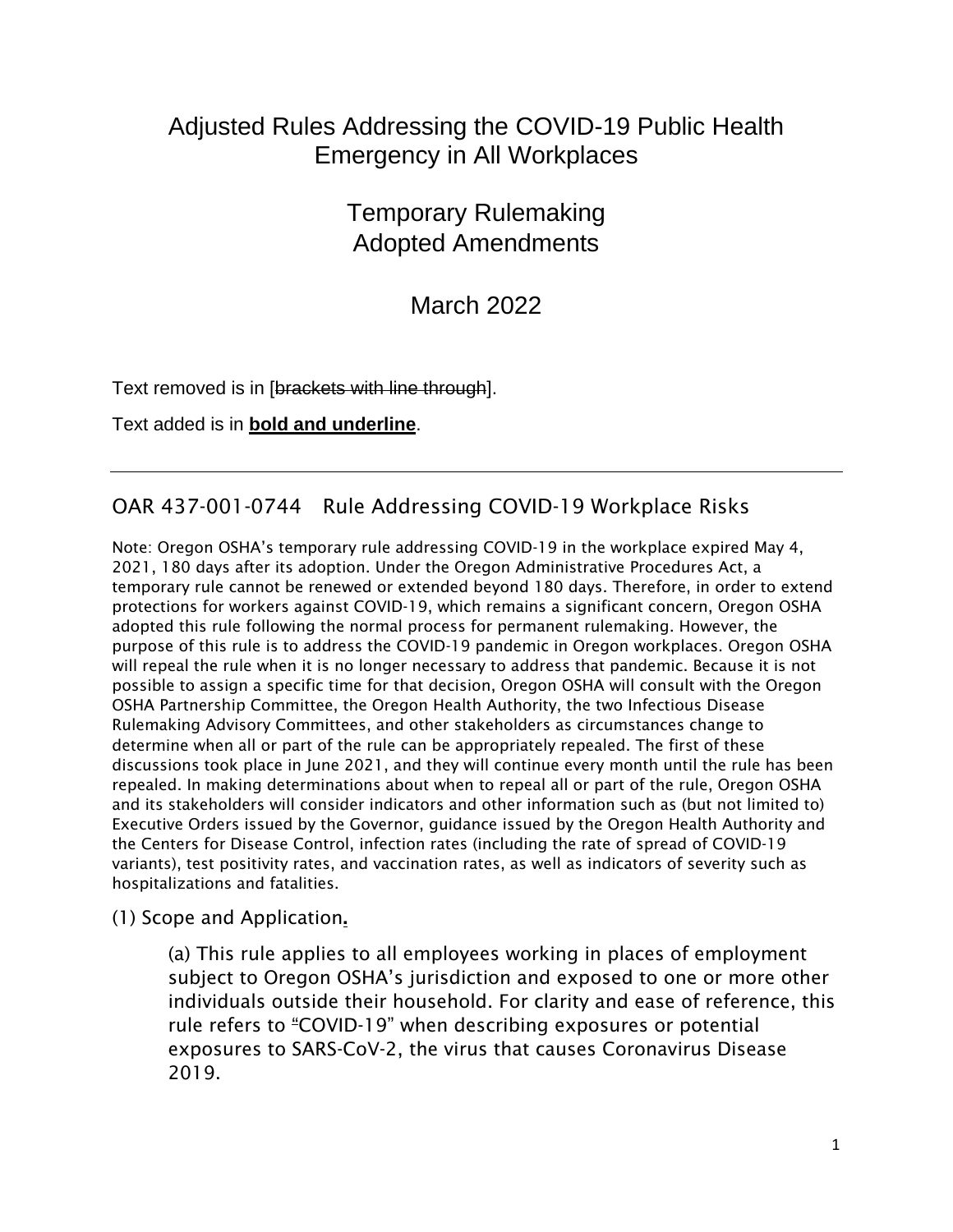# Adjusted Rules Addressing the COVID-19 Public Health Emergency in All Workplaces

## Temporary Rulemaking Adopted Amendments

## March 2022

Text removed is in [~~brackets with line through~~].

Text added is in **<u>bold and underline</u>**.

---

## OAR 437-001-0744 Rule Addressing COVID-19 Workplace Risks

Note: Oregon OSHA's temporary rule addressing COVID-19 in the workplace expired May 4, 2021, 180 days after its adoption. Under the Oregon Administrative Procedures Act, a temporary rule cannot be renewed or extended beyond 180 days. Therefore, in order to extend protections for workers against COVID-19, which remains a significant concern, Oregon OSHA adopted this rule following the normal process for permanent rulemaking. However, the purpose of this rule is to address the COVID-19 pandemic in Oregon workplaces. Oregon OSHA will repeal the rule when it is no longer necessary to address that pandemic. Because it is not possible to assign a specific time for that decision, Oregon OSHA will consult with the Oregon OSHA Partnership Committee, the Oregon Health Authority, the two Infectious Disease Rulemaking Advisory Committees, and other stakeholders as circumstances change to determine when all or part of the rule can be appropriately repealed. The first of these discussions took place in June 2021, and they will continue every month until the rule has been repealed. In making determinations about when to repeal all or part of the rule, Oregon OSHA and its stakeholders will consider indicators and other information such as (but not limited to) Executive Orders issued by the Governor, guidance issued by the Oregon Health Authority and the Centers for Disease Control, infection rates (including the rate of spread of COVID-19 variants), test positivity rates, and vaccination rates, as well as indicators of severity such as hospitalizations and fatalities.

(1) Scope and Application**<u>.</u>**

(a) This rule applies to all employees working in places of employment subject to Oregon OSHA's jurisdiction and exposed to one or more other individuals outside their household. For clarity and ease of reference, this rule refers to "COVID-19" when describing exposures or potential exposures to SARS-CoV-2, the virus that causes Coronavirus Disease 2019.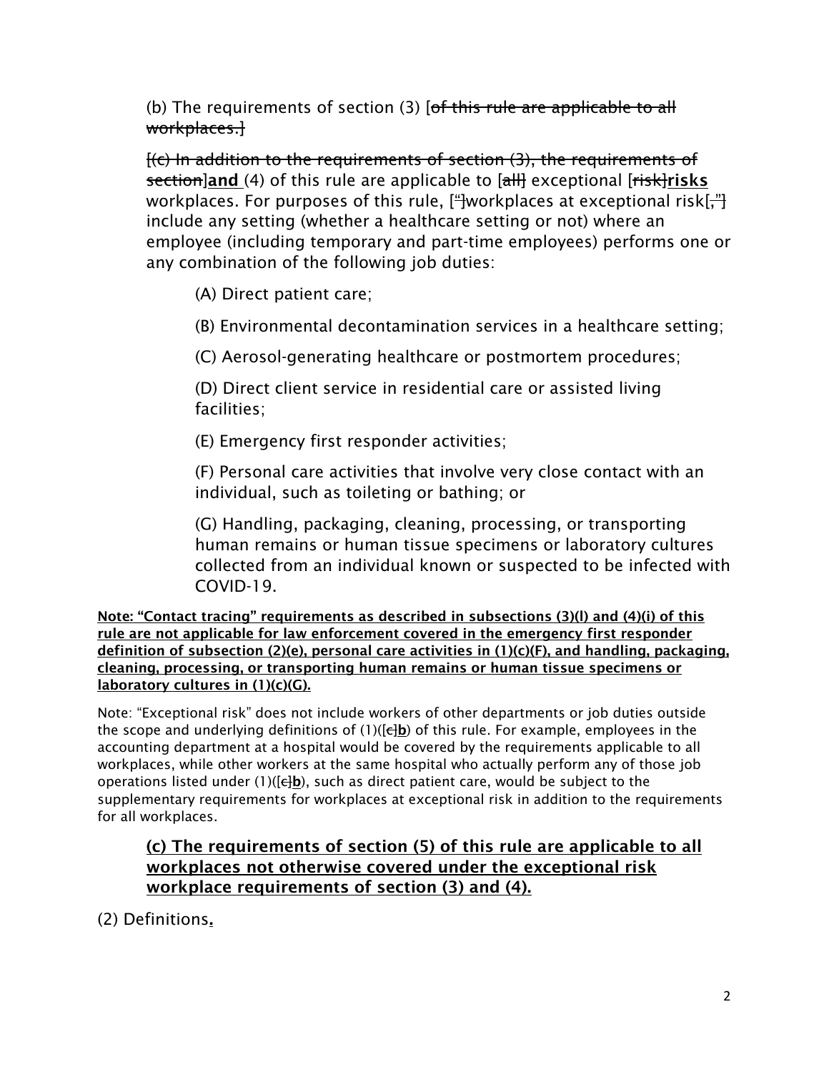(b) The requirements of section (3) [~~of this rule are applicable to all workplaces.~~]

[~~(c) In addition to the requirements of section (3), the requirements of section~~]**and** (4) of this rule are applicable to [~~all~~] exceptional [~~risk~~]**risks** workplaces. For purposes of this rule, [~~"~~]workplaces at exceptional risk[~~,"~~] include any setting (whether a healthcare setting or not) where an employee (including temporary and part-time employees) performs one or any combination of the following job duties:

(A) Direct patient care;

(B) Environmental decontamination services in a healthcare setting;

(C) Aerosol-generating healthcare or postmortem procedures;

(D) Direct client service in residential care or assisted living facilities;

(E) Emergency first responder activities;

(F) Personal care activities that involve very close contact with an individual, such as toileting or bathing; or

(G) Handling, packaging, cleaning, processing, or transporting human remains or human tissue specimens or laboratory cultures collected from an individual known or suspected to be infected with COVID-19.

**Note: "Contact tracing" requirements as described in subsections (3)(l) and (4)(i) of this rule are not applicable for law enforcement covered in the emergency first responder definition of subsection (2)(e), personal care activities in (1)(c)(F), and handling, packaging, cleaning, processing, or transporting human remains or human tissue specimens or laboratory cultures in (1)(c)(G).**

Note: "Exceptional risk" does not include workers of other departments or job duties outside the scope and underlying definitions of (1)([~~c~~]**b**) of this rule. For example, employees in the accounting department at a hospital would be covered by the requirements applicable to all workplaces, while other workers at the same hospital who actually perform any of those job operations listed under (1)([~~c~~]**b**), such as direct patient care, would be subject to the supplementary requirements for workplaces at exceptional risk in addition to the requirements for all workplaces.

**(c) The requirements of section (5) of this rule are applicable to all workplaces not otherwise covered under the exceptional risk workplace requirements of section (3) and (4).**

(2) Definitions**.**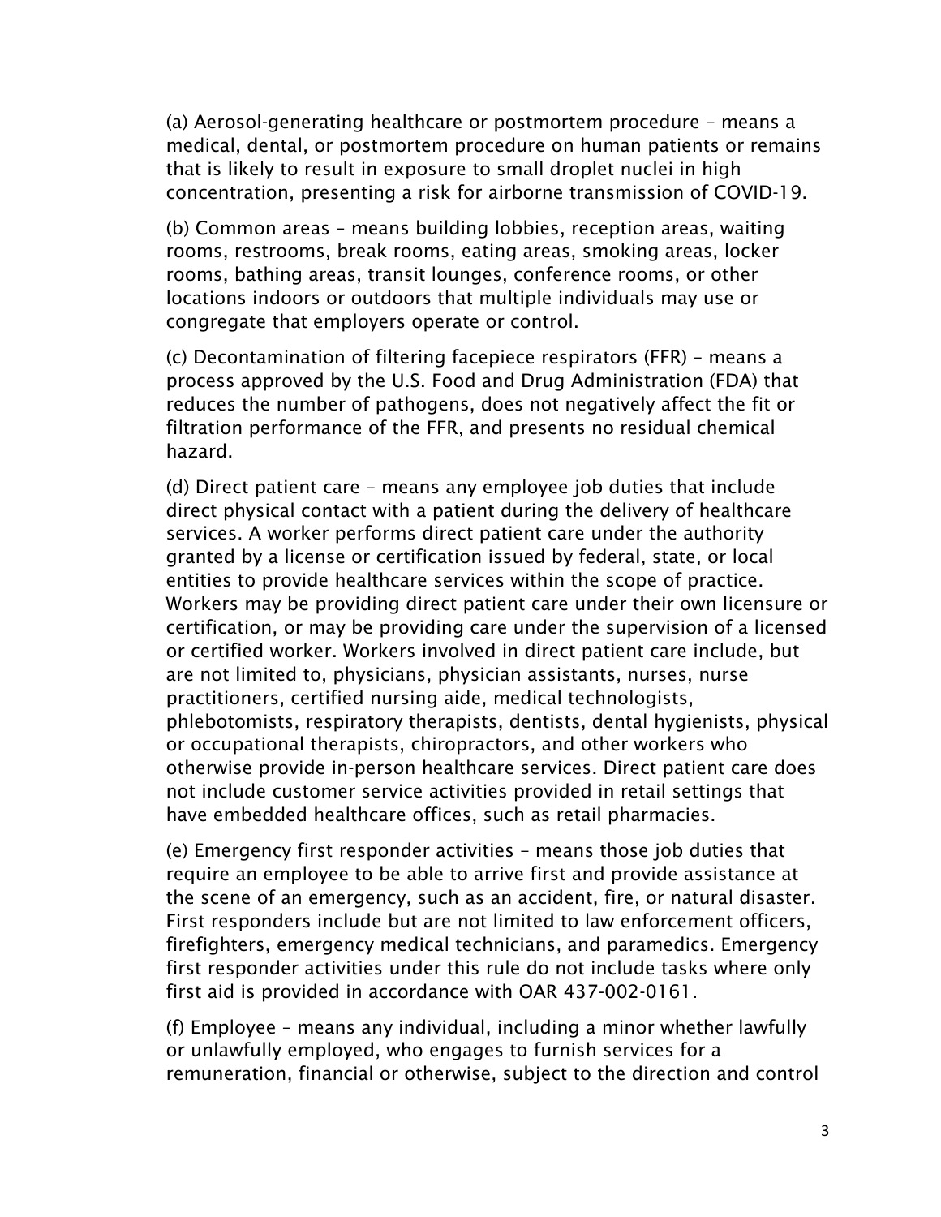(a) Aerosol-generating healthcare or postmortem procedure – means a medical, dental, or postmortem procedure on human patients or remains that is likely to result in exposure to small droplet nuclei in high concentration, presenting a risk for airborne transmission of COVID-19.

(b) Common areas – means building lobbies, reception areas, waiting rooms, restrooms, break rooms, eating areas, smoking areas, locker rooms, bathing areas, transit lounges, conference rooms, or other locations indoors or outdoors that multiple individuals may use or congregate that employers operate or control.

(c) Decontamination of filtering facepiece respirators (FFR) – means a process approved by the U.S. Food and Drug Administration (FDA) that reduces the number of pathogens, does not negatively affect the fit or filtration performance of the FFR, and presents no residual chemical hazard.

(d) Direct patient care – means any employee job duties that include direct physical contact with a patient during the delivery of healthcare services. A worker performs direct patient care under the authority granted by a license or certification issued by federal, state, or local entities to provide healthcare services within the scope of practice. Workers may be providing direct patient care under their own licensure or certification, or may be providing care under the supervision of a licensed or certified worker. Workers involved in direct patient care include, but are not limited to, physicians, physician assistants, nurses, nurse practitioners, certified nursing aide, medical technologists, phlebotomists, respiratory therapists, dentists, dental hygienists, physical or occupational therapists, chiropractors, and other workers who otherwise provide in-person healthcare services. Direct patient care does not include customer service activities provided in retail settings that have embedded healthcare offices, such as retail pharmacies.

(e) Emergency first responder activities – means those job duties that require an employee to be able to arrive first and provide assistance at the scene of an emergency, such as an accident, fire, or natural disaster. First responders include but are not limited to law enforcement officers, firefighters, emergency medical technicians, and paramedics. Emergency first responder activities under this rule do not include tasks where only first aid is provided in accordance with OAR 437-002-0161.

(f) Employee – means any individual, including a minor whether lawfully or unlawfully employed, who engages to furnish services for a remuneration, financial or otherwise, subject to the direction and control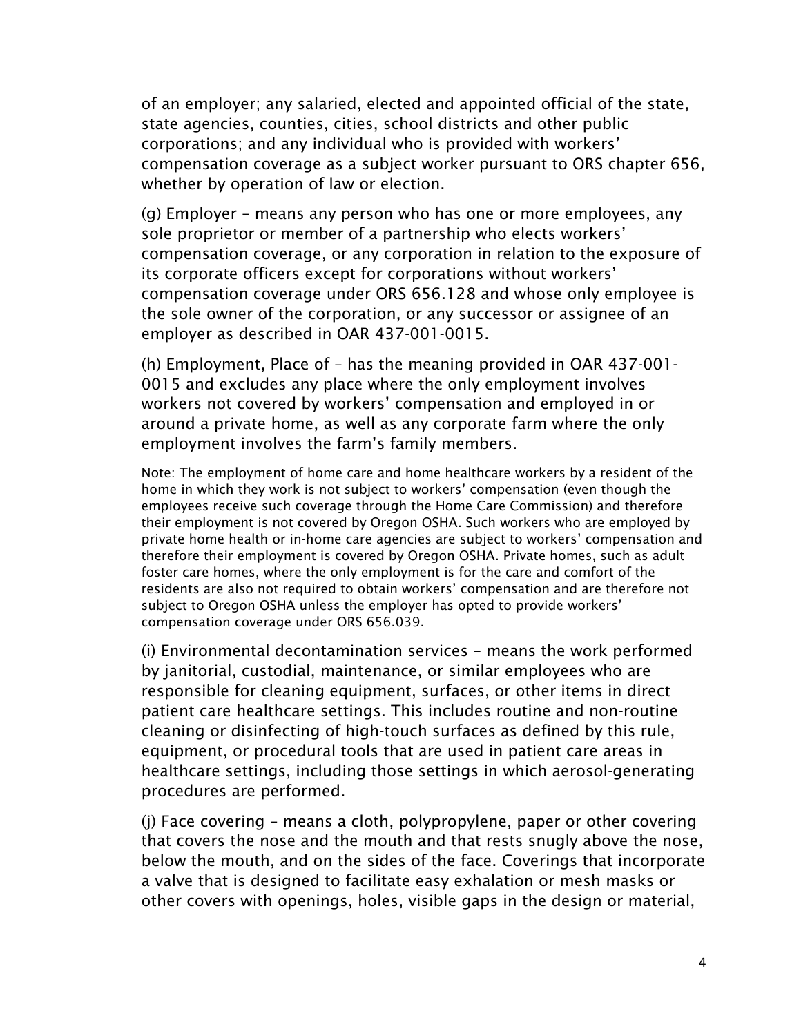of an employer; any salaried, elected and appointed official of the state, state agencies, counties, cities, school districts and other public corporations; and any individual who is provided with workers' compensation coverage as a subject worker pursuant to ORS chapter 656, whether by operation of law or election.

(g) Employer – means any person who has one or more employees, any sole proprietor or member of a partnership who elects workers' compensation coverage, or any corporation in relation to the exposure of its corporate officers except for corporations without workers' compensation coverage under ORS 656.128 and whose only employee is the sole owner of the corporation, or any successor or assignee of an employer as described in OAR 437-001-0015.

(h) Employment, Place of – has the meaning provided in OAR 437-001-0015 and excludes any place where the only employment involves workers not covered by workers' compensation and employed in or around a private home, as well as any corporate farm where the only employment involves the farm's family members.

Note: The employment of home care and home healthcare workers by a resident of the home in which they work is not subject to workers' compensation (even though the employees receive such coverage through the Home Care Commission) and therefore their employment is not covered by Oregon OSHA. Such workers who are employed by private home health or in-home care agencies are subject to workers' compensation and therefore their employment is covered by Oregon OSHA. Private homes, such as adult foster care homes, where the only employment is for the care and comfort of the residents are also not required to obtain workers' compensation and are therefore not subject to Oregon OSHA unless the employer has opted to provide workers' compensation coverage under ORS 656.039.

(i) Environmental decontamination services – means the work performed by janitorial, custodial, maintenance, or similar employees who are responsible for cleaning equipment, surfaces, or other items in direct patient care healthcare settings. This includes routine and non-routine cleaning or disinfecting of high-touch surfaces as defined by this rule, equipment, or procedural tools that are used in patient care areas in healthcare settings, including those settings in which aerosol-generating procedures are performed.

(j) Face covering – means a cloth, polypropylene, paper or other covering that covers the nose and the mouth and that rests snugly above the nose, below the mouth, and on the sides of the face. Coverings that incorporate a valve that is designed to facilitate easy exhalation or mesh masks or other covers with openings, holes, visible gaps in the design or material,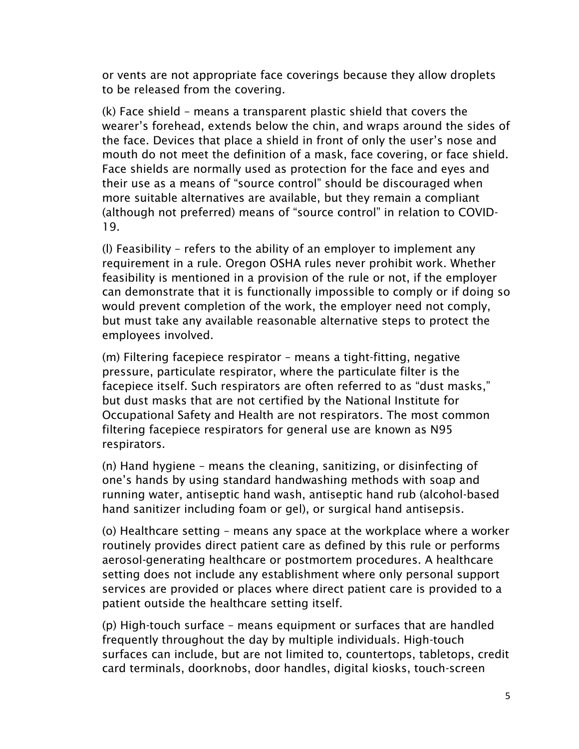or vents are not appropriate face coverings because they allow droplets to be released from the covering.

(k) Face shield – means a transparent plastic shield that covers the wearer's forehead, extends below the chin, and wraps around the sides of the face. Devices that place a shield in front of only the user's nose and mouth do not meet the definition of a mask, face covering, or face shield. Face shields are normally used as protection for the face and eyes and their use as a means of "source control" should be discouraged when more suitable alternatives are available, but they remain a compliant (although not preferred) means of "source control" in relation to COVID-19.

(l) Feasibility – refers to the ability of an employer to implement any requirement in a rule. Oregon OSHA rules never prohibit work. Whether feasibility is mentioned in a provision of the rule or not, if the employer can demonstrate that it is functionally impossible to comply or if doing so would prevent completion of the work, the employer need not comply, but must take any available reasonable alternative steps to protect the employees involved.

(m) Filtering facepiece respirator – means a tight-fitting, negative pressure, particulate respirator, where the particulate filter is the facepiece itself. Such respirators are often referred to as "dust masks," but dust masks that are not certified by the National Institute for Occupational Safety and Health are not respirators. The most common filtering facepiece respirators for general use are known as N95 respirators.

(n) Hand hygiene – means the cleaning, sanitizing, or disinfecting of one's hands by using standard handwashing methods with soap and running water, antiseptic hand wash, antiseptic hand rub (alcohol-based hand sanitizer including foam or gel), or surgical hand antisepsis.

(o) Healthcare setting – means any space at the workplace where a worker routinely provides direct patient care as defined by this rule or performs aerosol-generating healthcare or postmortem procedures. A healthcare setting does not include any establishment where only personal support services are provided or places where direct patient care is provided to a patient outside the healthcare setting itself.

(p) High-touch surface – means equipment or surfaces that are handled frequently throughout the day by multiple individuals. High-touch surfaces can include, but are not limited to, countertops, tabletops, credit card terminals, doorknobs, door handles, digital kiosks, touch-screen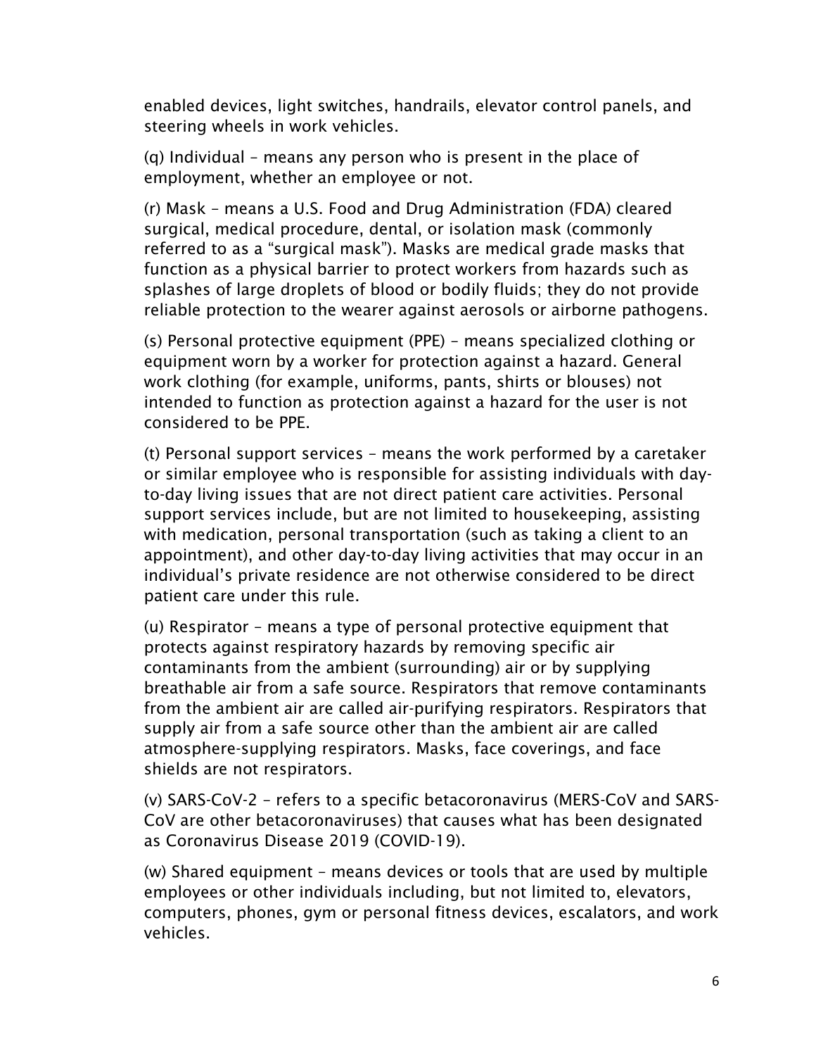enabled devices, light switches, handrails, elevator control panels, and steering wheels in work vehicles.

(q) Individual – means any person who is present in the place of employment, whether an employee or not.

(r) Mask – means a U.S. Food and Drug Administration (FDA) cleared surgical, medical procedure, dental, or isolation mask (commonly referred to as a "surgical mask"). Masks are medical grade masks that function as a physical barrier to protect workers from hazards such as splashes of large droplets of blood or bodily fluids; they do not provide reliable protection to the wearer against aerosols or airborne pathogens.

(s) Personal protective equipment (PPE) – means specialized clothing or equipment worn by a worker for protection against a hazard. General work clothing (for example, uniforms, pants, shirts or blouses) not intended to function as protection against a hazard for the user is not considered to be PPE.

(t) Personal support services – means the work performed by a caretaker or similar employee who is responsible for assisting individuals with day-to-day living issues that are not direct patient care activities. Personal support services include, but are not limited to housekeeping, assisting with medication, personal transportation (such as taking a client to an appointment), and other day-to-day living activities that may occur in an individual's private residence are not otherwise considered to be direct patient care under this rule.

(u) Respirator – means a type of personal protective equipment that protects against respiratory hazards by removing specific air contaminants from the ambient (surrounding) air or by supplying breathable air from a safe source. Respirators that remove contaminants from the ambient air are called air-purifying respirators. Respirators that supply air from a safe source other than the ambient air are called atmosphere-supplying respirators. Masks, face coverings, and face shields are not respirators.

(v) SARS-CoV-2 – refers to a specific betacoronavirus (MERS-CoV and SARS-CoV are other betacoronaviruses) that causes what has been designated as Coronavirus Disease 2019 (COVID-19).

(w) Shared equipment – means devices or tools that are used by multiple employees or other individuals including, but not limited to, elevators, computers, phones, gym or personal fitness devices, escalators, and work vehicles.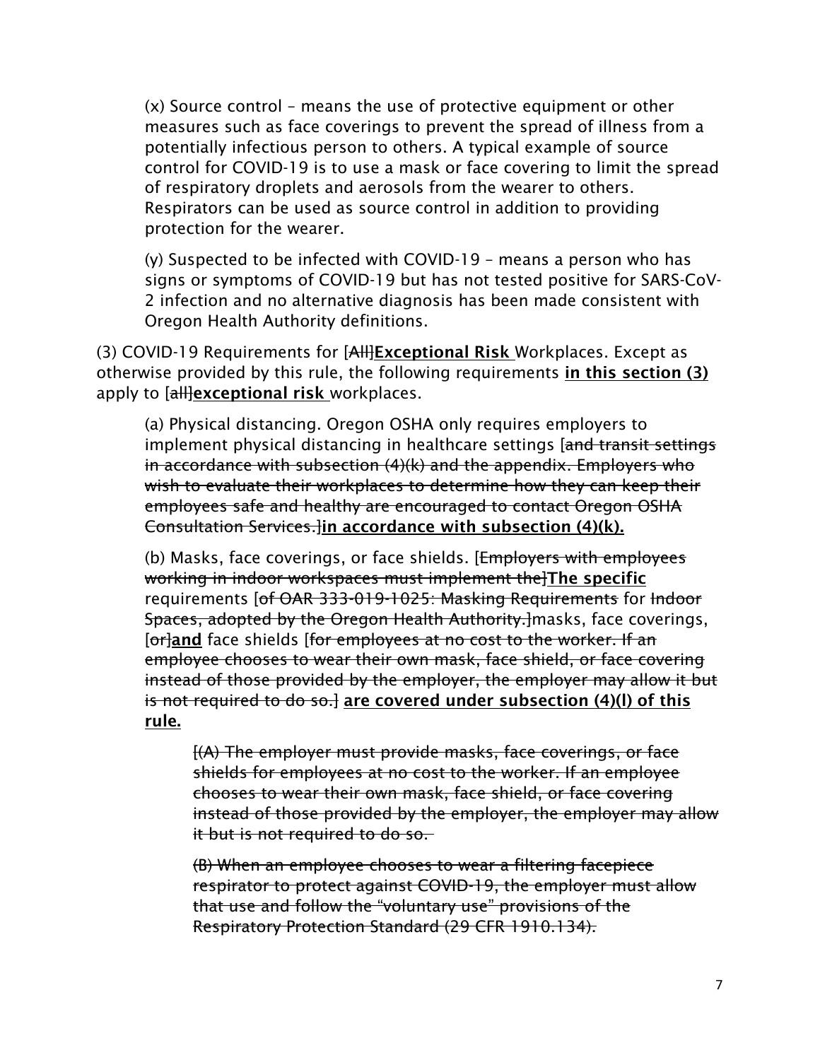(x) Source control – means the use of protective equipment or other measures such as face coverings to prevent the spread of illness from a potentially infectious person to others. A typical example of source control for COVID-19 is to use a mask or face covering to limit the spread of respiratory droplets and aerosols from the wearer to others. Respirators can be used as source control in addition to providing protection for the wearer.

(y) Suspected to be infected with COVID-19 – means a person who has signs or symptoms of COVID-19 but has not tested positive for SARS-CoV-2 infection and no alternative diagnosis has been made consistent with Oregon Health Authority definitions.

(3) COVID-19 Requirements for [~~All~~]**Exceptional Risk** Workplaces. Except as otherwise provided by this rule, the following requirements **in this section (3)** apply to [~~all~~]**exceptional risk** workplaces.

(a) Physical distancing. Oregon OSHA only requires employers to implement physical distancing in healthcare settings [~~and transit settings in accordance with subsection (4)(k) and the appendix. Employers who wish to evaluate their workplaces to determine how they can keep their employees safe and healthy are encouraged to contact Oregon OSHA Consultation Services.~~]**in accordance with subsection (4)(k).**

(b) Masks, face coverings, or face shields. [~~Employers with employees working in indoor workspaces must implement the~~]**The specific** requirements [~~of OAR 333-019-1025: Masking Requirements~~ for ~~Indoor Spaces, adopted by the Oregon Health Authority.~~]masks, face coverings, [~~or~~]**and** face shields [~~for employees at no cost to the worker. If an employee chooses to wear their own mask, face shield, or face covering instead of those provided by the employer, the employer may allow it but is not required to do so.~~] **are covered under subsection (4)(l) of this rule.**

[~~(A) The employer must provide masks, face coverings, or face shields for employees at no cost to the worker. If an employee chooses to wear their own mask, face shield, or face covering instead of those provided by the employer, the employer may allow it but is not required to do so.~~

~~(B) When an employee chooses to wear a filtering facepiece respirator to protect against COVID-19, the employer must allow that use and follow the "voluntary use" provisions of the Respiratory Protection Standard (29 CFR 1910.134).~~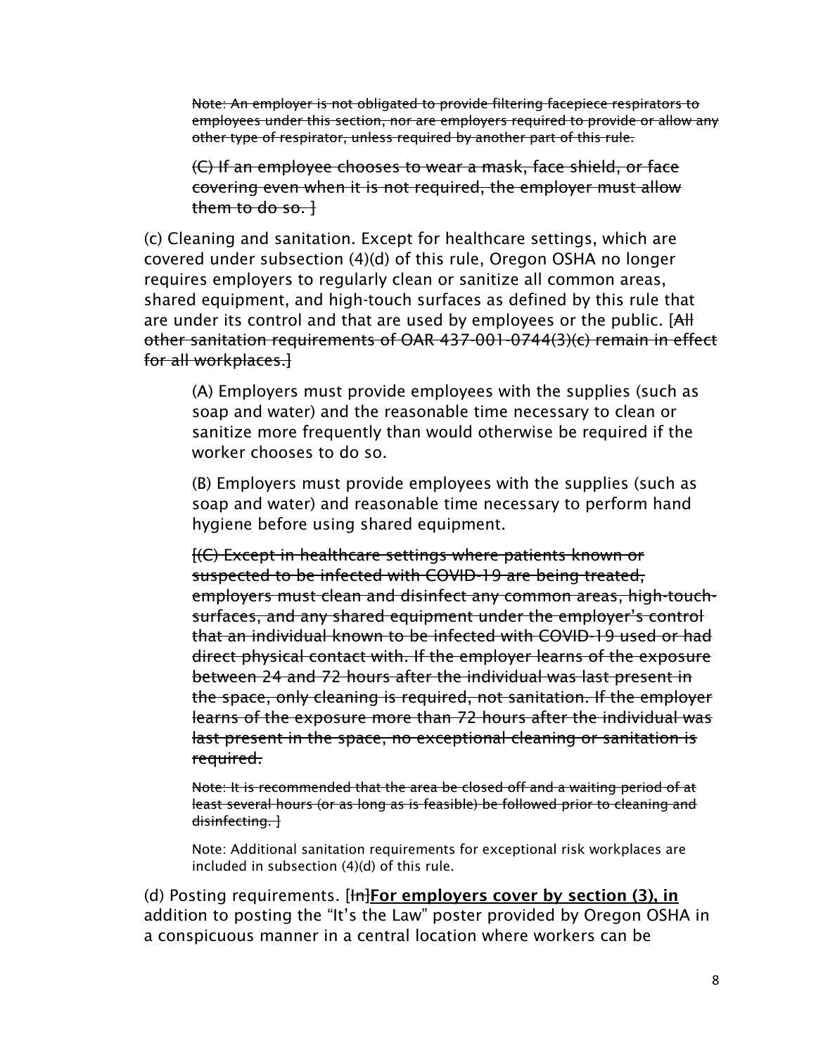~~Note: An employer is not obligated to provide filtering facepiece respirators to employees under this section, nor are employers required to provide or allow any other type of respirator, unless required by another part of this rule.~~

~~(C) If an employee chooses to wear a mask, face shield, or face covering even when it is not required, the employer must allow them to do so. ]~~

(c) Cleaning and sanitation. Except for healthcare settings, which are covered under subsection (4)(d) of this rule, Oregon OSHA no longer requires employers to regularly clean or sanitize all common areas, shared equipment, and high-touch surfaces as defined by this rule that are under its control and that are used by employees or the public. [~~All other sanitation requirements of OAR 437-001-0744(3)(c) remain in effect for all workplaces.]~~

(A) Employers must provide employees with the supplies (such as soap and water) and the reasonable time necessary to clean or sanitize more frequently than would otherwise be required if the worker chooses to do so.

(B) Employers must provide employees with the supplies (such as soap and water) and reasonable time necessary to perform hand hygiene before using shared equipment.

~~[(C) Except in healthcare settings where patients known or suspected to be infected with COVID-19 are being treated, employers must clean and disinfect any common areas, high-touch-surfaces, and any shared equipment under the employer's control that an individual known to be infected with COVID-19 used or had direct physical contact with. If the employer learns of the exposure between 24 and 72 hours after the individual was last present in the space, only cleaning is required, not sanitation. If the employer learns of the exposure more than 72 hours after the individual was last present in the space, no exceptional cleaning or sanitation is required.~~

~~Note: It is recommended that the area be closed off and a waiting period of at least several hours (or as long as is feasible) be followed prior to cleaning and disinfecting. ]~~

Note: Additional sanitation requirements for exceptional risk workplaces are included in subsection (4)(d) of this rule.

(d) Posting requirements. [~~In~~]**<u>For employers cover by section (3), in</u>** addition to posting the "It's the Law" poster provided by Oregon OSHA in a conspicuous manner in a central location where workers can be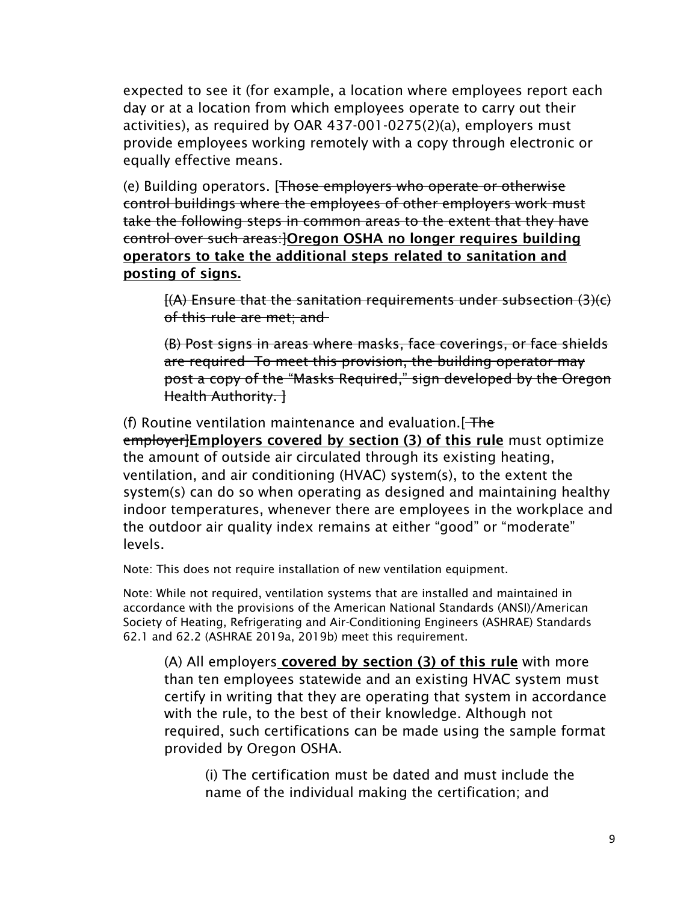expected to see it (for example, a location where employees report each day or at a location from which employees operate to carry out their activities), as required by OAR 437-001-0275(2)(a), employers must provide employees working remotely with a copy through electronic or equally effective means.

(e) Building operators. [~~Those employers who operate or otherwise control buildings where the employees of other employers work must take the following steps in common areas to the extent that they have control over such areas:~~]**<u>Oregon OSHA no longer requires building operators to take the additional steps related to sanitation and posting of signs.</u>**

> ~~[(A) Ensure that the sanitation requirements under subsection (3)(c) of this rule are met; and~~
>
> ~~(B) Post signs in areas where masks, face coverings, or face shields are required. To meet this provision, the building operator may post a copy of the "Masks Required," sign developed by the Oregon Health Authority. ]~~

(f) Routine ventilation maintenance and evaluation.[~~ The employer~~]**<u>Employers covered by section (3) of this rule</u>** must optimize the amount of outside air circulated through its existing heating, ventilation, and air conditioning (HVAC) system(s), to the extent the system(s) can do so when operating as designed and maintaining healthy indoor temperatures, whenever there are employees in the workplace and the outdoor air quality index remains at either "good" or "moderate" levels.

Note: This does not require installation of new ventilation equipment.

Note: While not required, ventilation systems that are installed and maintained in accordance with the provisions of the American National Standards (ANSI)/American Society of Heating, Refrigerating and Air-Conditioning Engineers (ASHRAE) Standards 62.1 and 62.2 (ASHRAE 2019a, 2019b) meet this requirement.

> (A) All employers **<u>covered by section (3) of this rule</u>** with more than ten employees statewide and an existing HVAC system must certify in writing that they are operating that system in accordance with the rule, to the best of their knowledge. Although not required, such certifications can be made using the sample format provided by Oregon OSHA.
>
> > (i) The certification must be dated and must include the name of the individual making the certification; and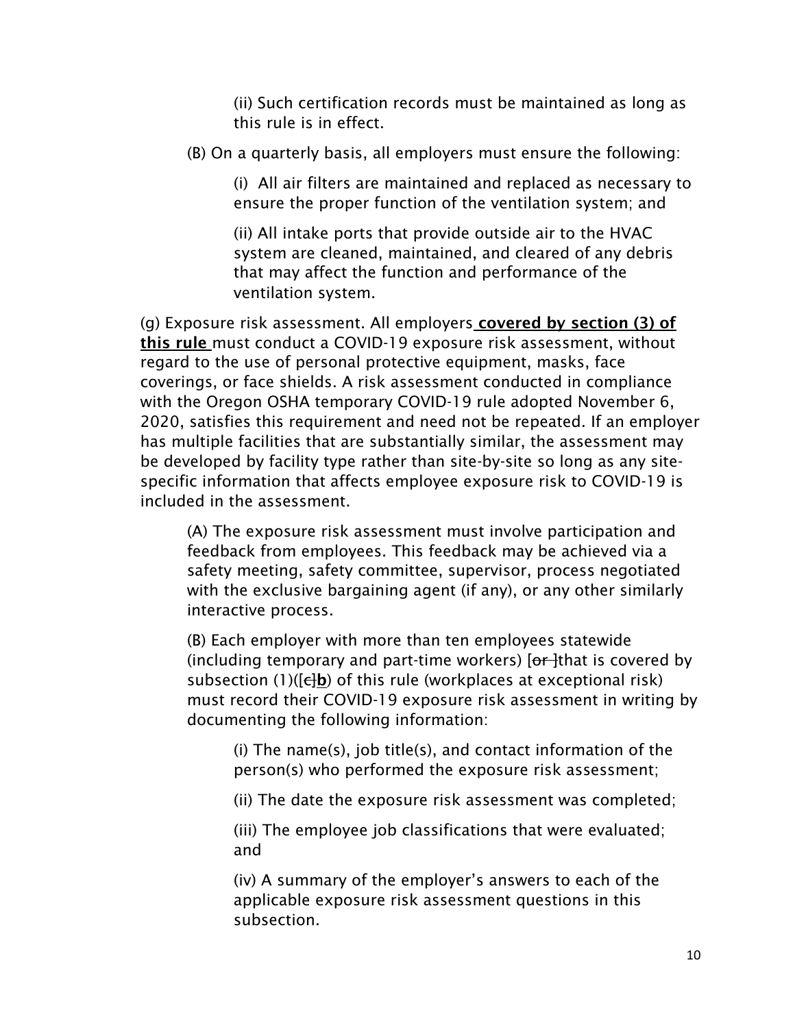(ii) Such certification records must be maintained as long as this rule is in effect.

(B) On a quarterly basis, all employers must ensure the following:

(i) All air filters are maintained and replaced as necessary to ensure the proper function of the ventilation system; and

(ii) All intake ports that provide outside air to the HVAC system are cleaned, maintained, and cleared of any debris that may affect the function and performance of the ventilation system.

(g) Exposure risk assessment. All employers **covered by section (3) of this rule** must conduct a COVID-19 exposure risk assessment, without regard to the use of personal protective equipment, masks, face coverings, or face shields. A risk assessment conducted in compliance with the Oregon OSHA temporary COVID-19 rule adopted November 6, 2020, satisfies this requirement and need not be repeated. If an employer has multiple facilities that are substantially similar, the assessment may be developed by facility type rather than site-by-site so long as any site-specific information that affects employee exposure risk to COVID-19 is included in the assessment.

(A) The exposure risk assessment must involve participation and feedback from employees. This feedback may be achieved via a safety meeting, safety committee, supervisor, process negotiated with the exclusive bargaining agent (if any), or any other similarly interactive process.

(B) Each employer with more than ten employees statewide (including temporary and part-time workers) [~~or~~ ]that is covered by subsection (1)([~~c~~]**b**) of this rule (workplaces at exceptional risk) must record their COVID-19 exposure risk assessment in writing by documenting the following information:

(i) The name(s), job title(s), and contact information of the person(s) who performed the exposure risk assessment;

(ii) The date the exposure risk assessment was completed;

(iii) The employee job classifications that were evaluated; and

(iv) A summary of the employer's answers to each of the applicable exposure risk assessment questions in this subsection.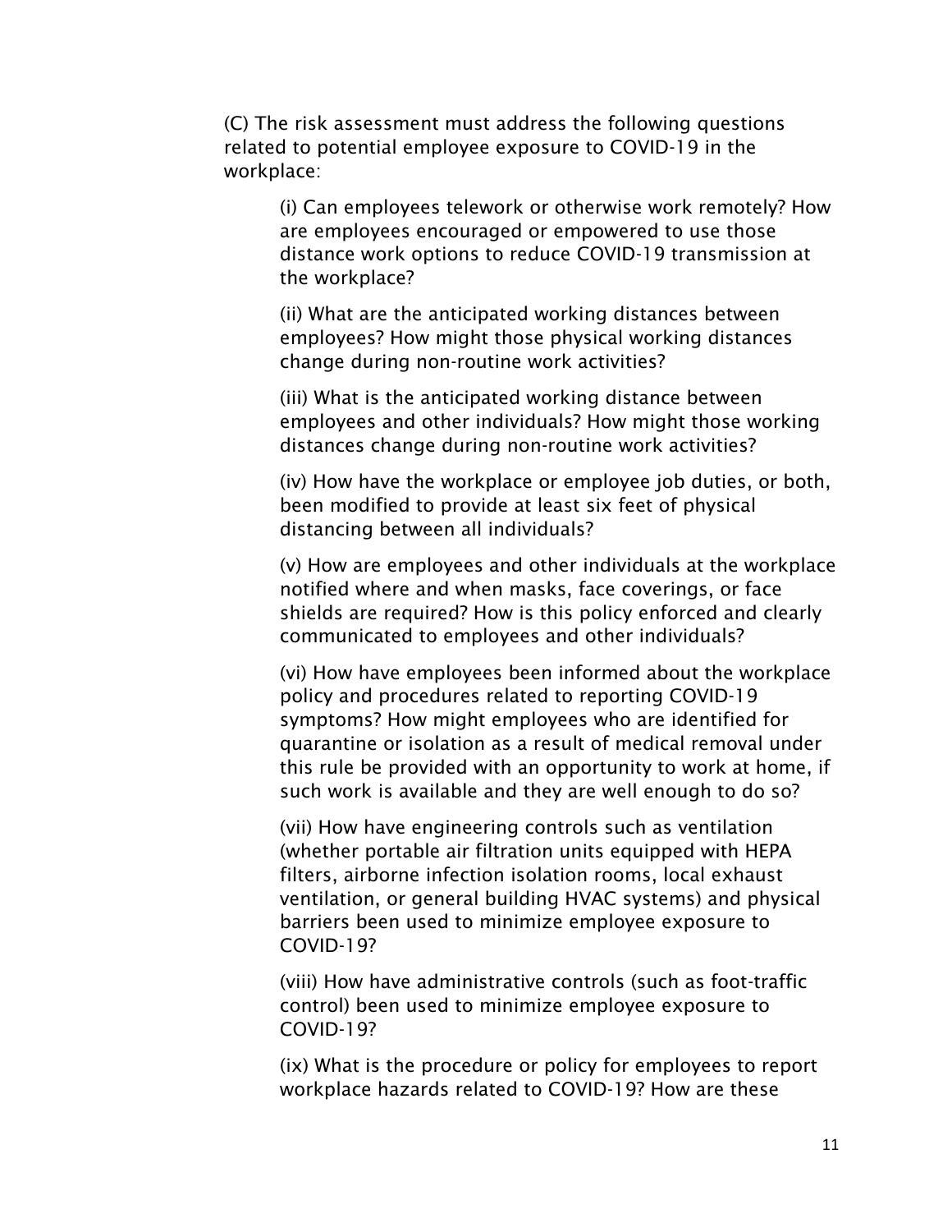(C) The risk assessment must address the following questions related to potential employee exposure to COVID-19 in the workplace:

(i) Can employees telework or otherwise work remotely? How are employees encouraged or empowered to use those distance work options to reduce COVID-19 transmission at the workplace?

(ii) What are the anticipated working distances between employees? How might those physical working distances change during non-routine work activities?

(iii) What is the anticipated working distance between employees and other individuals? How might those working distances change during non-routine work activities?

(iv) How have the workplace or employee job duties, or both, been modified to provide at least six feet of physical distancing between all individuals?

(v) How are employees and other individuals at the workplace notified where and when masks, face coverings, or face shields are required? How is this policy enforced and clearly communicated to employees and other individuals?

(vi) How have employees been informed about the workplace policy and procedures related to reporting COVID-19 symptoms? How might employees who are identified for quarantine or isolation as a result of medical removal under this rule be provided with an opportunity to work at home, if such work is available and they are well enough to do so?

(vii) How have engineering controls such as ventilation (whether portable air filtration units equipped with HEPA filters, airborne infection isolation rooms, local exhaust ventilation, or general building HVAC systems) and physical barriers been used to minimize employee exposure to COVID-19?

(viii) How have administrative controls (such as foot-traffic control) been used to minimize employee exposure to COVID-19?

(ix) What is the procedure or policy for employees to report workplace hazards related to COVID-19? How are these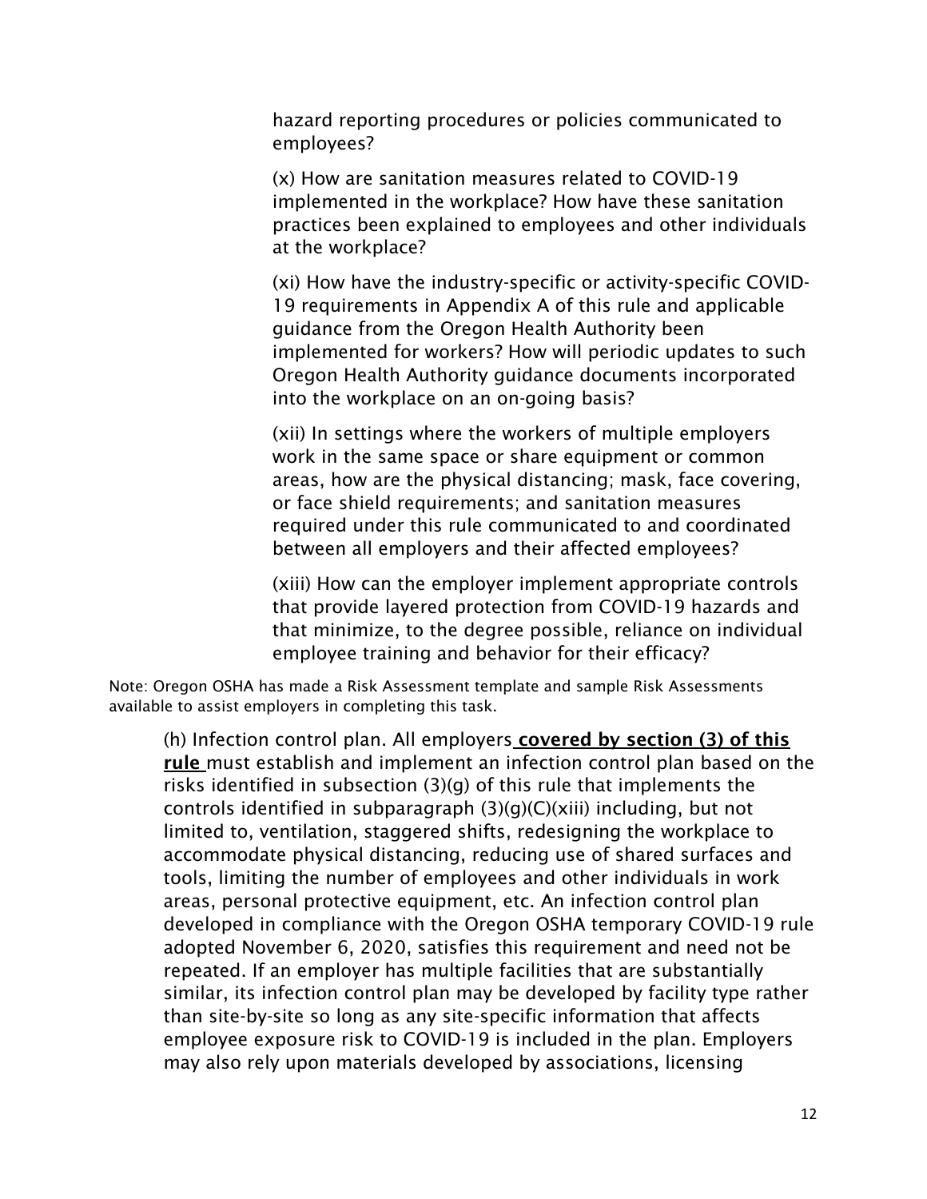hazard reporting procedures or policies communicated to employees?

(x) How are sanitation measures related to COVID-19 implemented in the workplace? How have these sanitation practices been explained to employees and other individuals at the workplace?

(xi) How have the industry-specific or activity-specific COVID-19 requirements in Appendix A of this rule and applicable guidance from the Oregon Health Authority been implemented for workers? How will periodic updates to such Oregon Health Authority guidance documents incorporated into the workplace on an on-going basis?

(xii) In settings where the workers of multiple employers work in the same space or share equipment or common areas, how are the physical distancing; mask, face covering, or face shield requirements; and sanitation measures required under this rule communicated to and coordinated between all employers and their affected employees?

(xiii) How can the employer implement appropriate controls that provide layered protection from COVID-19 hazards and that minimize, to the degree possible, reliance on individual employee training and behavior for their efficacy?

Note: Oregon OSHA has made a Risk Assessment template and sample Risk Assessments available to assist employers in completing this task.

(h) Infection control plan. All employers **covered by section (3) of this rule** must establish and implement an infection control plan based on the risks identified in subsection (3)(g) of this rule that implements the controls identified in subparagraph (3)(g)(C)(xiii) including, but not limited to, ventilation, staggered shifts, redesigning the workplace to accommodate physical distancing, reducing use of shared surfaces and tools, limiting the number of employees and other individuals in work areas, personal protective equipment, etc. An infection control plan developed in compliance with the Oregon OSHA temporary COVID-19 rule adopted November 6, 2020, satisfies this requirement and need not be repeated. If an employer has multiple facilities that are substantially similar, its infection control plan may be developed by facility type rather than site-by-site so long as any site-specific information that affects employee exposure risk to COVID-19 is included in the plan. Employers may also rely upon materials developed by associations, licensing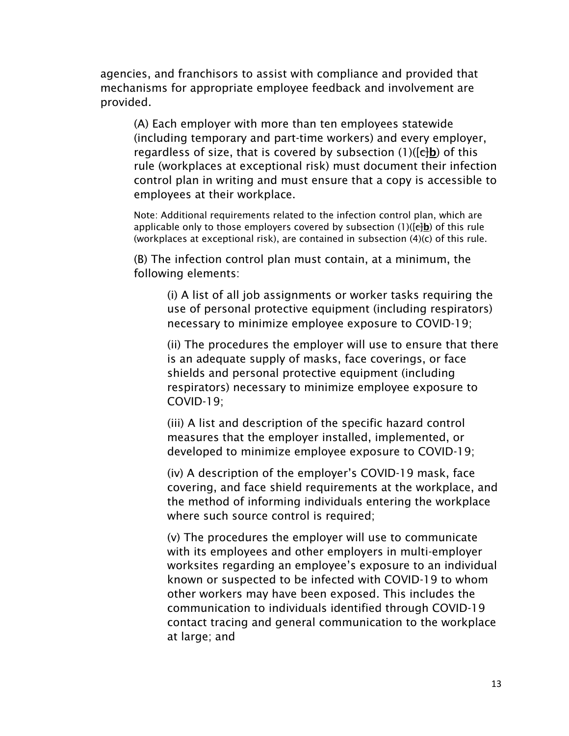agencies, and franchisors to assist with compliance and provided that mechanisms for appropriate employee feedback and involvement are provided.

(A) Each employer with more than ten employees statewide (including temporary and part-time workers) and every employer, regardless of size, that is covered by subsection (1)([~~c~~]**b**) of this rule (workplaces at exceptional risk) must document their infection control plan in writing and must ensure that a copy is accessible to employees at their workplace.

Note: Additional requirements related to the infection control plan, which are applicable only to those employers covered by subsection (1)([~~c~~]**b**) of this rule (workplaces at exceptional risk), are contained in subsection (4)(c) of this rule.

(B) The infection control plan must contain, at a minimum, the following elements:

(i) A list of all job assignments or worker tasks requiring the use of personal protective equipment (including respirators) necessary to minimize employee exposure to COVID-19;

(ii) The procedures the employer will use to ensure that there is an adequate supply of masks, face coverings, or face shields and personal protective equipment (including respirators) necessary to minimize employee exposure to COVID-19;

(iii) A list and description of the specific hazard control measures that the employer installed, implemented, or developed to minimize employee exposure to COVID-19;

(iv) A description of the employer's COVID-19 mask, face covering, and face shield requirements at the workplace, and the method of informing individuals entering the workplace where such source control is required;

(v) The procedures the employer will use to communicate with its employees and other employers in multi-employer worksites regarding an employee's exposure to an individual known or suspected to be infected with COVID-19 to whom other workers may have been exposed. This includes the communication to individuals identified through COVID-19 contact tracing and general communication to the workplace at large; and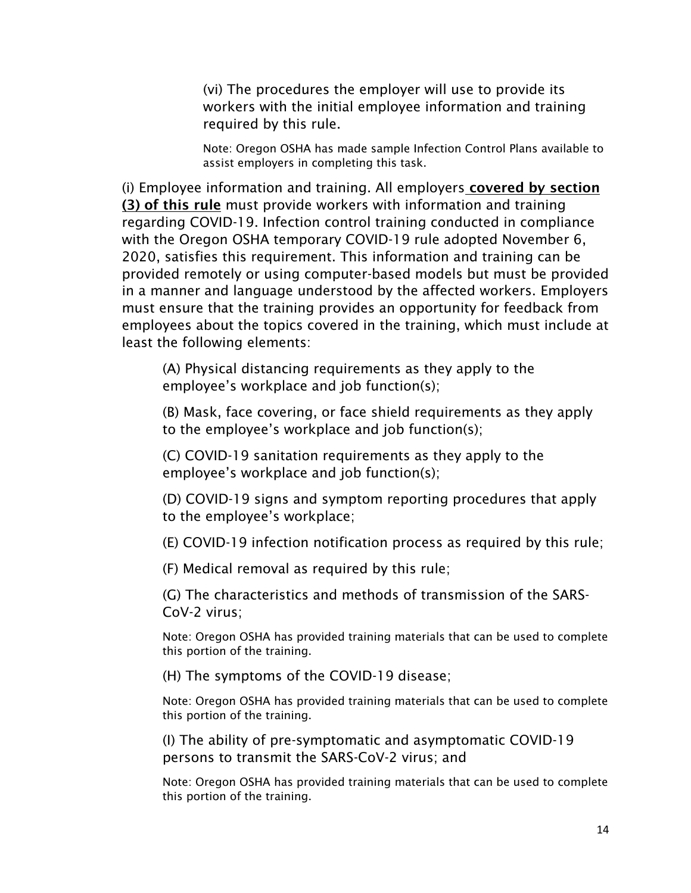(vi) The procedures the employer will use to provide its workers with the initial employee information and training required by this rule.

Note: Oregon OSHA has made sample Infection Control Plans available to assist employers in completing this task.

(i) Employee information and training. All employers **covered by section (3) of this rule** must provide workers with information and training regarding COVID-19. Infection control training conducted in compliance with the Oregon OSHA temporary COVID-19 rule adopted November 6, 2020, satisfies this requirement. This information and training can be provided remotely or using computer-based models but must be provided in a manner and language understood by the affected workers. Employers must ensure that the training provides an opportunity for feedback from employees about the topics covered in the training, which must include at least the following elements:

(A) Physical distancing requirements as they apply to the employee's workplace and job function(s);

(B) Mask, face covering, or face shield requirements as they apply to the employee's workplace and job function(s);

(C) COVID-19 sanitation requirements as they apply to the employee's workplace and job function(s);

(D) COVID-19 signs and symptom reporting procedures that apply to the employee's workplace;

(E) COVID-19 infection notification process as required by this rule;

(F) Medical removal as required by this rule;

(G) The characteristics and methods of transmission of the SARS-CoV-2 virus;

Note: Oregon OSHA has provided training materials that can be used to complete this portion of the training.

(H) The symptoms of the COVID-19 disease;

Note: Oregon OSHA has provided training materials that can be used to complete this portion of the training.

(I) The ability of pre-symptomatic and asymptomatic COVID-19 persons to transmit the SARS-CoV-2 virus; and

Note: Oregon OSHA has provided training materials that can be used to complete this portion of the training.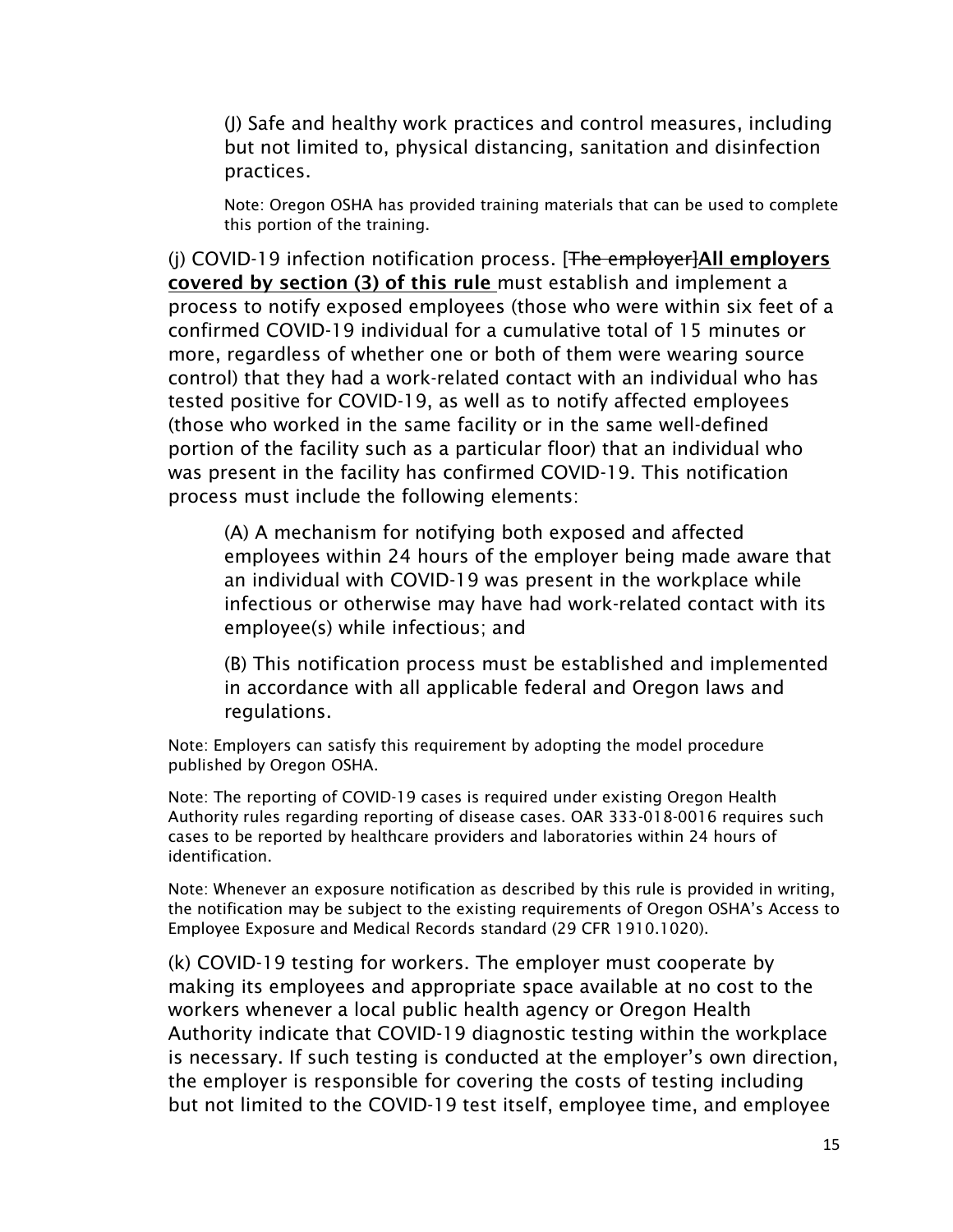(J) Safe and healthy work practices and control measures, including but not limited to, physical distancing, sanitation and disinfection practices.

Note: Oregon OSHA has provided training materials that can be used to complete this portion of the training.

(j) COVID-19 infection notification process. [~~The employer~~]**<u>All employers covered by section (3) of this rule</u>** must establish and implement a process to notify exposed employees (those who were within six feet of a confirmed COVID-19 individual for a cumulative total of 15 minutes or more, regardless of whether one or both of them were wearing source control) that they had a work-related contact with an individual who has tested positive for COVID-19, as well as to notify affected employees (those who worked in the same facility or in the same well-defined portion of the facility such as a particular floor) that an individual who was present in the facility has confirmed COVID-19. This notification process must include the following elements:

(A) A mechanism for notifying both exposed and affected employees within 24 hours of the employer being made aware that an individual with COVID-19 was present in the workplace while infectious or otherwise may have had work-related contact with its employee(s) while infectious; and

(B) This notification process must be established and implemented in accordance with all applicable federal and Oregon laws and regulations.

Note: Employers can satisfy this requirement by adopting the model procedure published by Oregon OSHA.

Note: The reporting of COVID-19 cases is required under existing Oregon Health Authority rules regarding reporting of disease cases. OAR 333-018-0016 requires such cases to be reported by healthcare providers and laboratories within 24 hours of identification.

Note: Whenever an exposure notification as described by this rule is provided in writing, the notification may be subject to the existing requirements of Oregon OSHA's Access to Employee Exposure and Medical Records standard (29 CFR 1910.1020).

(k) COVID-19 testing for workers. The employer must cooperate by making its employees and appropriate space available at no cost to the workers whenever a local public health agency or Oregon Health Authority indicate that COVID-19 diagnostic testing within the workplace is necessary. If such testing is conducted at the employer's own direction, the employer is responsible for covering the costs of testing including but not limited to the COVID-19 test itself, employee time, and employee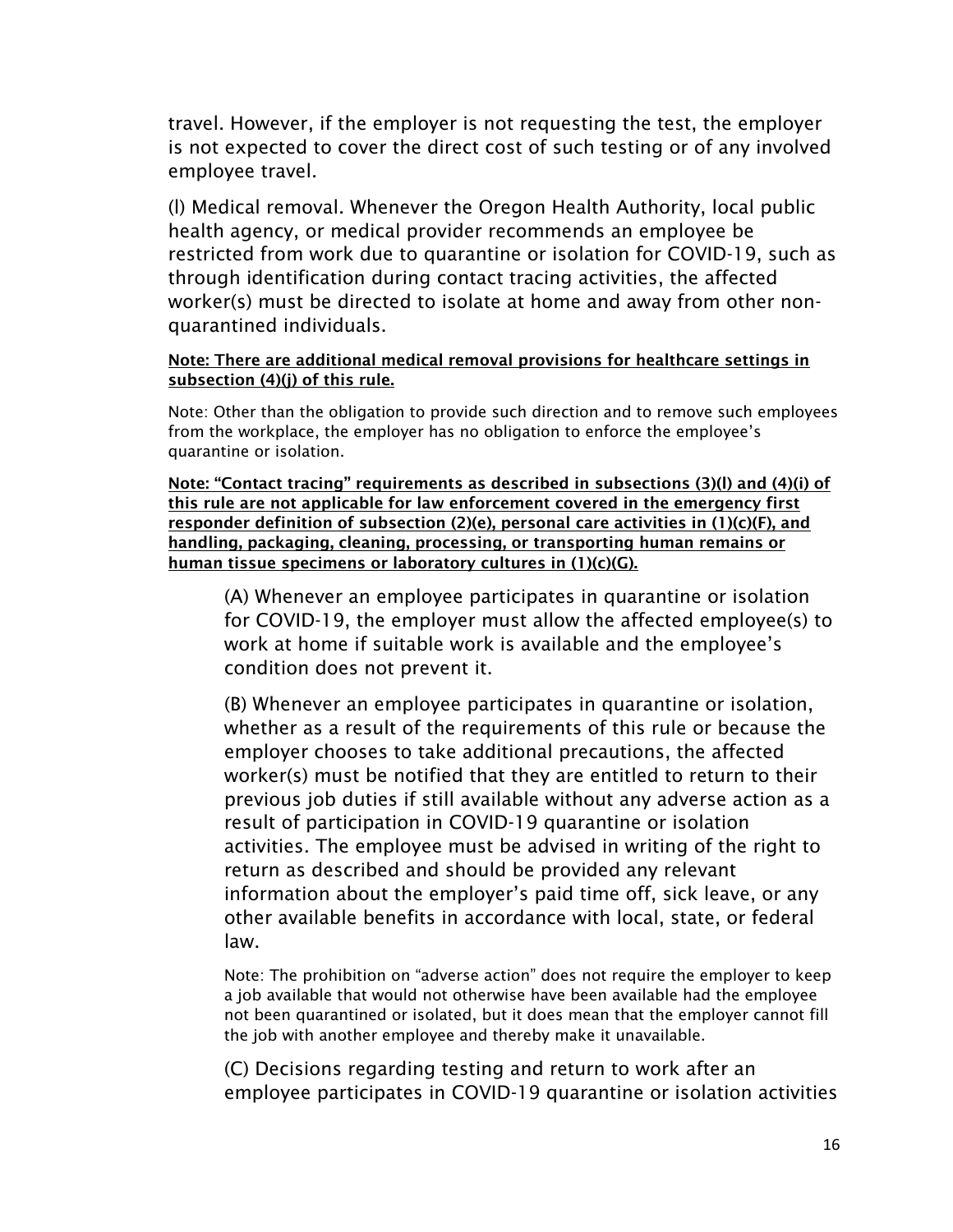travel. However, if the employer is not requesting the test, the employer is not expected to cover the direct cost of such testing or of any involved employee travel.

(l) Medical removal. Whenever the Oregon Health Authority, local public health agency, or medical provider recommends an employee be restricted from work due to quarantine or isolation for COVID-19, such as through identification during contact tracing activities, the affected worker(s) must be directed to isolate at home and away from other non-quarantined individuals.

**Note: There are additional medical removal provisions for healthcare settings in subsection (4)(j) of this rule.**

Note: Other than the obligation to provide such direction and to remove such employees from the workplace, the employer has no obligation to enforce the employee's quarantine or isolation.

**Note: "Contact tracing" requirements as described in subsections (3)(l) and (4)(i) of this rule are not applicable for law enforcement covered in the emergency first responder definition of subsection (2)(e), personal care activities in (1)(c)(F), and handling, packaging, cleaning, processing, or transporting human remains or human tissue specimens or laboratory cultures in (1)(c)(G).**

(A) Whenever an employee participates in quarantine or isolation for COVID-19, the employer must allow the affected employee(s) to work at home if suitable work is available and the employee's condition does not prevent it.

(B) Whenever an employee participates in quarantine or isolation, whether as a result of the requirements of this rule or because the employer chooses to take additional precautions, the affected worker(s) must be notified that they are entitled to return to their previous job duties if still available without any adverse action as a result of participation in COVID-19 quarantine or isolation activities. The employee must be advised in writing of the right to return as described and should be provided any relevant information about the employer's paid time off, sick leave, or any other available benefits in accordance with local, state, or federal law.

Note: The prohibition on "adverse action" does not require the employer to keep a job available that would not otherwise have been available had the employee not been quarantined or isolated, but it does mean that the employer cannot fill the job with another employee and thereby make it unavailable.

(C) Decisions regarding testing and return to work after an employee participates in COVID-19 quarantine or isolation activities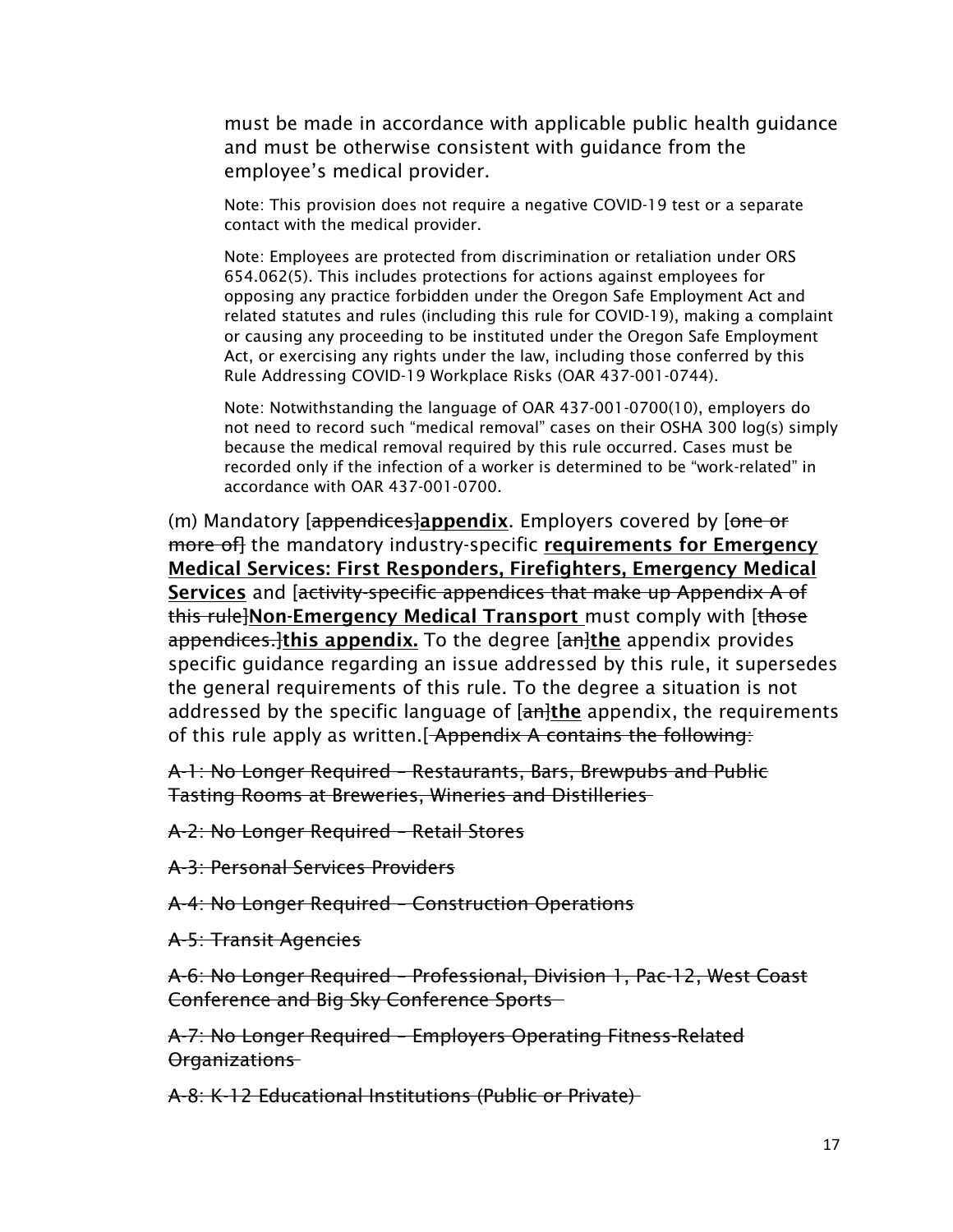must be made in accordance with applicable public health guidance and must be otherwise consistent with guidance from the employee's medical provider.

Note: This provision does not require a negative COVID-19 test or a separate contact with the medical provider.

Note: Employees are protected from discrimination or retaliation under ORS 654.062(5). This includes protections for actions against employees for opposing any practice forbidden under the Oregon Safe Employment Act and related statutes and rules (including this rule for COVID-19), making a complaint or causing any proceeding to be instituted under the Oregon Safe Employment Act, or exercising any rights under the law, including those conferred by this Rule Addressing COVID-19 Workplace Risks (OAR 437-001-0744).

Note: Notwithstanding the language of OAR 437-001-0700(10), employers do not need to record such "medical removal" cases on their OSHA 300 log(s) simply because the medical removal required by this rule occurred. Cases must be recorded only if the infection of a worker is determined to be "work-related" in accordance with OAR 437-001-0700.

(m) Mandatory [~~appendices~~]**appendix**. Employers covered by [~~one or more of~~] the mandatory industry-specific **requirements for Emergency Medical Services: First Responders, Firefighters, Emergency Medical Services** and [~~activity-specific appendices that make up Appendix A of this rule~~]**Non-Emergency Medical Transport** must comply with [~~those appendices.~~]**this appendix.** To the degree [~~an~~]**the** appendix provides specific guidance regarding an issue addressed by this rule, it supersedes the general requirements of this rule. To the degree a situation is not addressed by the specific language of [~~an~~]**the** appendix, the requirements of this rule apply as written.[~~ Appendix A contains the following:~~

~~A-1: No Longer Required – Restaurants, Bars, Brewpubs and Public Tasting Rooms at Breweries, Wineries and Distilleries~~

~~A-2: No Longer Required – Retail Stores~~

~~A-3: Personal Services Providers~~

~~A-4: No Longer Required – Construction Operations~~

~~A-5: Transit Agencies~~

~~A-6: No Longer Required – Professional, Division 1, Pac-12, West Coast Conference and Big Sky Conference Sports~~

~~A-7: No Longer Required – Employers Operating Fitness-Related Organizations~~

~~A-8: K-12 Educational Institutions (Public or Private)~~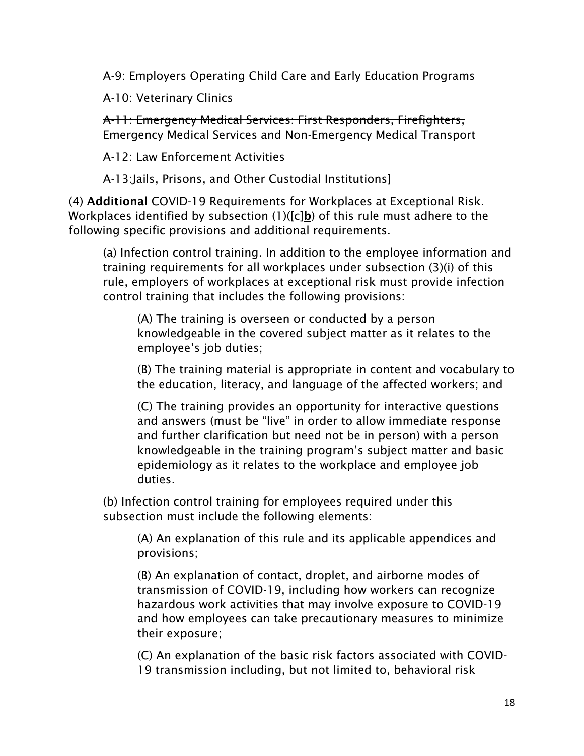~~A-9: Employers Operating Child Care and Early Education Programs~~

~~A-10: Veterinary Clinics~~

~~A-11: Emergency Medical Services: First Responders, Firefighters, Emergency Medical Services and Non-Emergency Medical Transport~~

~~A-12: Law Enforcement Activities~~

~~A-13:Jails, Prisons, and Other Custodial Institutions]~~

(4) **<u>Additional</u>** COVID-19 Requirements for Workplaces at Exceptional Risk. Workplaces identified by subsection (1)([~~c~~]**<u>b</u>**) of this rule must adhere to the following specific provisions and additional requirements.

(a) Infection control training. In addition to the employee information and training requirements for all workplaces under subsection (3)(i) of this rule, employers of workplaces at exceptional risk must provide infection control training that includes the following provisions:

(A) The training is overseen or conducted by a person knowledgeable in the covered subject matter as it relates to the employee's job duties;

(B) The training material is appropriate in content and vocabulary to the education, literacy, and language of the affected workers; and

(C) The training provides an opportunity for interactive questions and answers (must be "live" in order to allow immediate response and further clarification but need not be in person) with a person knowledgeable in the training program's subject matter and basic epidemiology as it relates to the workplace and employee job duties.

(b) Infection control training for employees required under this subsection must include the following elements:

(A) An explanation of this rule and its applicable appendices and provisions;

(B) An explanation of contact, droplet, and airborne modes of transmission of COVID-19, including how workers can recognize hazardous work activities that may involve exposure to COVID-19 and how employees can take precautionary measures to minimize their exposure;

(C) An explanation of the basic risk factors associated with COVID-19 transmission including, but not limited to, behavioral risk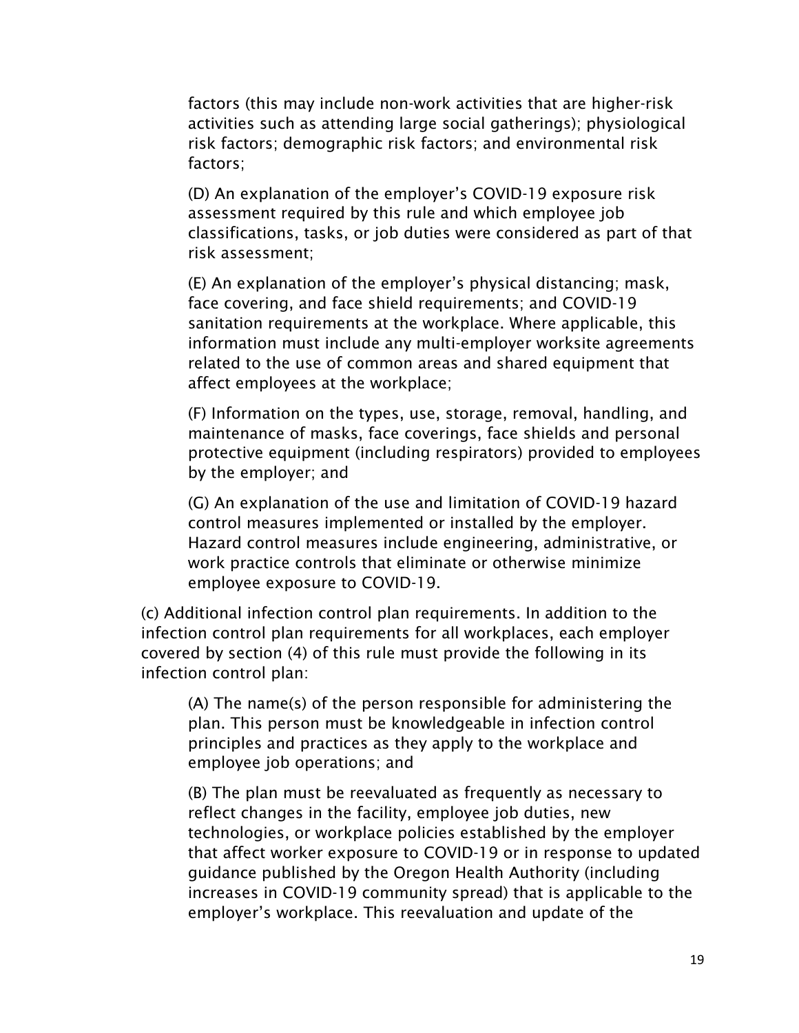factors (this may include non-work activities that are higher-risk activities such as attending large social gatherings); physiological risk factors; demographic risk factors; and environmental risk factors;

(D) An explanation of the employer's COVID-19 exposure risk assessment required by this rule and which employee job classifications, tasks, or job duties were considered as part of that risk assessment;

(E) An explanation of the employer's physical distancing; mask, face covering, and face shield requirements; and COVID-19 sanitation requirements at the workplace. Where applicable, this information must include any multi-employer worksite agreements related to the use of common areas and shared equipment that affect employees at the workplace;

(F) Information on the types, use, storage, removal, handling, and maintenance of masks, face coverings, face shields and personal protective equipment (including respirators) provided to employees by the employer; and

(G) An explanation of the use and limitation of COVID-19 hazard control measures implemented or installed by the employer. Hazard control measures include engineering, administrative, or work practice controls that eliminate or otherwise minimize employee exposure to COVID-19.

(c) Additional infection control plan requirements. In addition to the infection control plan requirements for all workplaces, each employer covered by section (4) of this rule must provide the following in its infection control plan:

(A) The name(s) of the person responsible for administering the plan. This person must be knowledgeable in infection control principles and practices as they apply to the workplace and employee job operations; and

(B) The plan must be reevaluated as frequently as necessary to reflect changes in the facility, employee job duties, new technologies, or workplace policies established by the employer that affect worker exposure to COVID-19 or in response to updated guidance published by the Oregon Health Authority (including increases in COVID-19 community spread) that is applicable to the employer's workplace. This reevaluation and update of the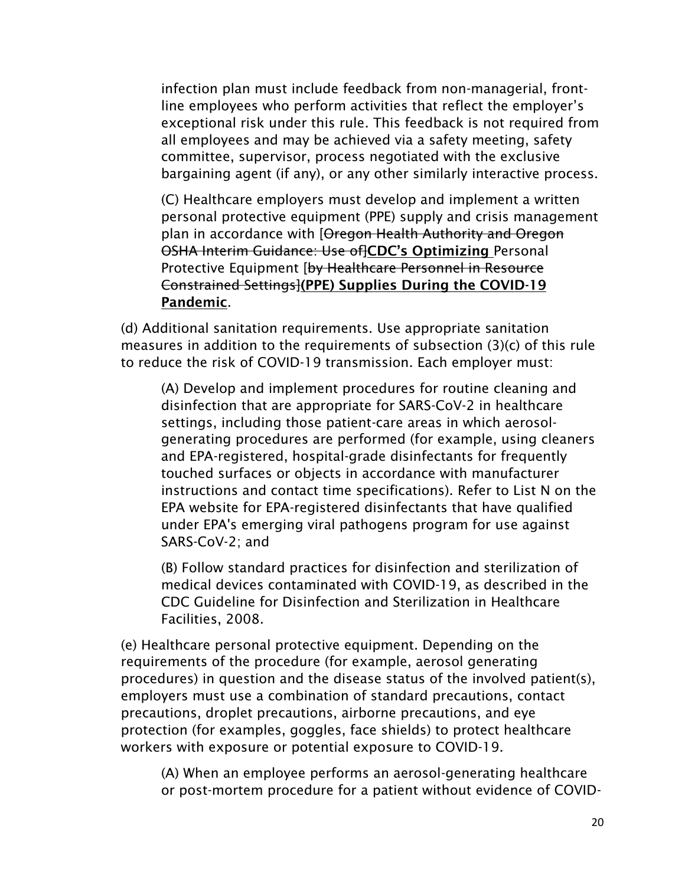infection plan must include feedback from non-managerial, front-line employees who perform activities that reflect the employer's exceptional risk under this rule. This feedback is not required from all employees and may be achieved via a safety meeting, safety committee, supervisor, process negotiated with the exclusive bargaining agent (if any), or any other similarly interactive process.

(C) Healthcare employers must develop and implement a written personal protective equipment (PPE) supply and crisis management plan in accordance with [~~Oregon Health Authority and Oregon OSHA Interim Guidance: Use of~~]**<u>CDC's Optimizing</u>** Personal Protective Equipment [~~by Healthcare Personnel in Resource Constrained Settings~~]**<u>(PPE) Supplies During the COVID-19 Pandemic</u>**.

(d) Additional sanitation requirements. Use appropriate sanitation measures in addition to the requirements of subsection (3)(c) of this rule to reduce the risk of COVID-19 transmission. Each employer must:

(A) Develop and implement procedures for routine cleaning and disinfection that are appropriate for SARS-CoV-2 in healthcare settings, including those patient-care areas in which aerosol-generating procedures are performed (for example, using cleaners and EPA-registered, hospital-grade disinfectants for frequently touched surfaces or objects in accordance with manufacturer instructions and contact time specifications). Refer to List N on the EPA website for EPA-registered disinfectants that have qualified under EPA's emerging viral pathogens program for use against SARS-CoV-2; and

(B) Follow standard practices for disinfection and sterilization of medical devices contaminated with COVID-19, as described in the CDC Guideline for Disinfection and Sterilization in Healthcare Facilities, 2008.

(e) Healthcare personal protective equipment. Depending on the requirements of the procedure (for example, aerosol generating procedures) in question and the disease status of the involved patient(s), employers must use a combination of standard precautions, contact precautions, droplet precautions, airborne precautions, and eye protection (for examples, goggles, face shields) to protect healthcare workers with exposure or potential exposure to COVID-19.

(A) When an employee performs an aerosol-generating healthcare or post-mortem procedure for a patient without evidence of COVID-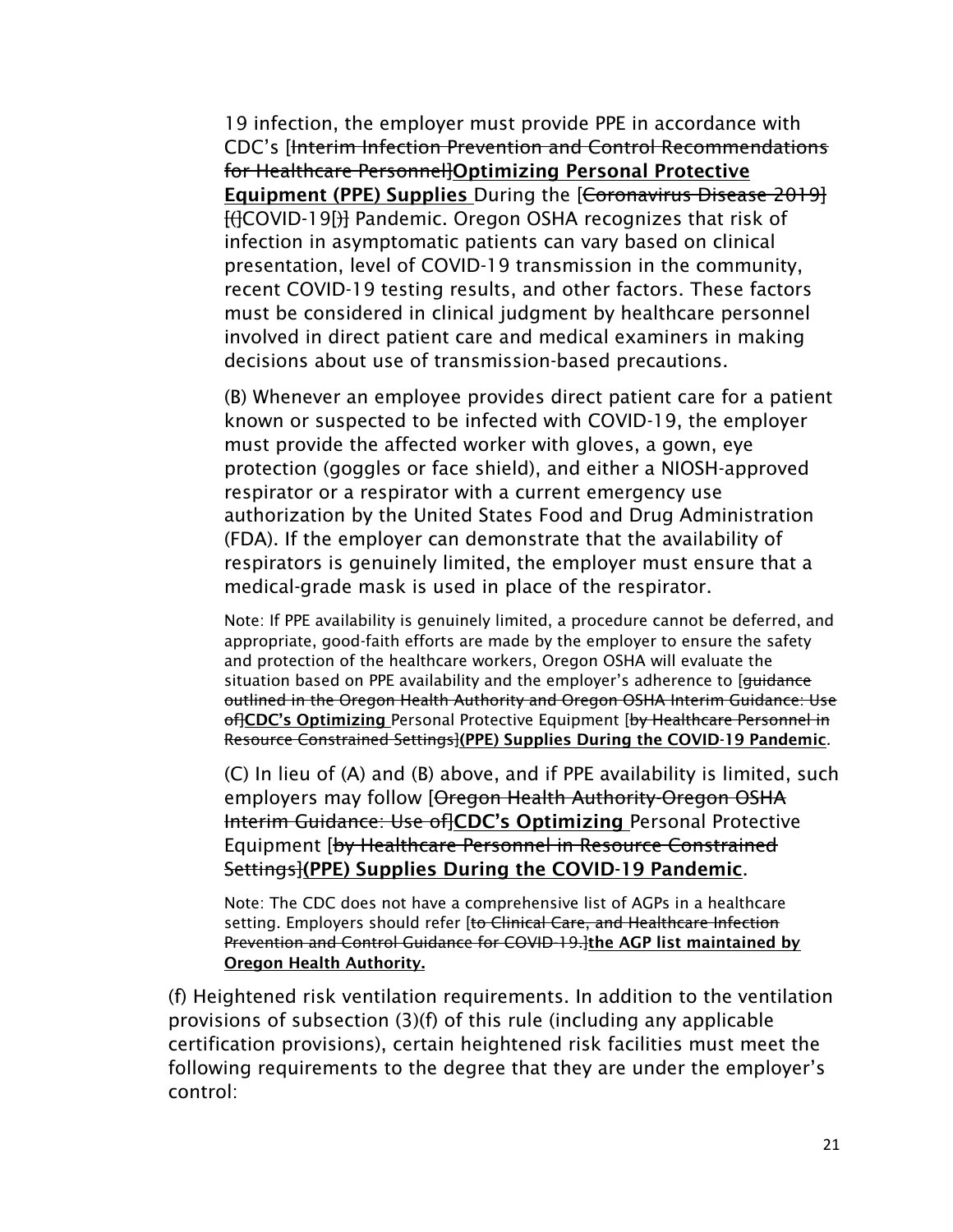19 infection, the employer must provide PPE in accordance with CDC's [~~Interim Infection Prevention and Control Recommendations for Healthcare Personnel~~]**Optimizing Personal Protective Equipment (PPE) Supplies** During the [~~Coronavirus Disease 2019~~] [~~(~~]COVID-19[~~)~~] Pandemic. Oregon OSHA recognizes that risk of infection in asymptomatic patients can vary based on clinical presentation, level of COVID-19 transmission in the community, recent COVID-19 testing results, and other factors. These factors must be considered in clinical judgment by healthcare personnel involved in direct patient care and medical examiners in making decisions about use of transmission-based precautions.

(B) Whenever an employee provides direct patient care for a patient known or suspected to be infected with COVID-19, the employer must provide the affected worker with gloves, a gown, eye protection (goggles or face shield), and either a NIOSH-approved respirator or a respirator with a current emergency use authorization by the United States Food and Drug Administration (FDA). If the employer can demonstrate that the availability of respirators is genuinely limited, the employer must ensure that a medical-grade mask is used in place of the respirator.

Note: If PPE availability is genuinely limited, a procedure cannot be deferred, and appropriate, good-faith efforts are made by the employer to ensure the safety and protection of the healthcare workers, Oregon OSHA will evaluate the situation based on PPE availability and the employer's adherence to [~~guidance outlined in the Oregon Health Authority and Oregon OSHA Interim Guidance: Use of~~]**CDC's Optimizing** Personal Protective Equipment [~~by Healthcare Personnel in Resource Constrained Settings~~]**(PPE) Supplies During the COVID-19 Pandemic**.

(C) In lieu of (A) and (B) above, and if PPE availability is limited, such employers may follow [~~Oregon Health Authority-Oregon OSHA Interim Guidance: Use of~~]**CDC's Optimizing** Personal Protective Equipment [~~by Healthcare Personnel in Resource Constrained Settings~~]**(PPE) Supplies During the COVID-19 Pandemic**.

Note: The CDC does not have a comprehensive list of AGPs in a healthcare setting. Employers should refer [~~to Clinical Care, and Healthcare Infection Prevention and Control Guidance for COVID-19.~~]**the AGP list maintained by Oregon Health Authority.**

(f) Heightened risk ventilation requirements. In addition to the ventilation provisions of subsection (3)(f) of this rule (including any applicable certification provisions), certain heightened risk facilities must meet the following requirements to the degree that they are under the employer's control: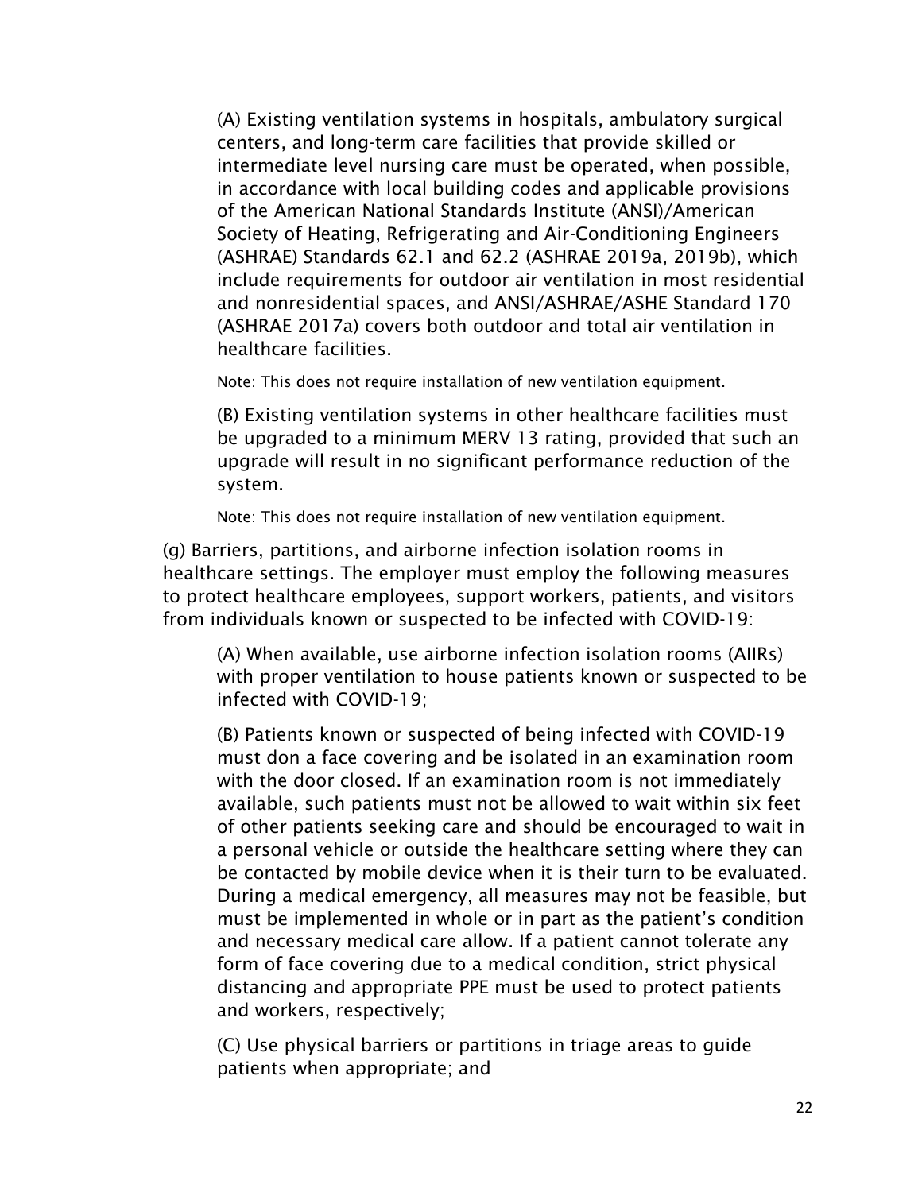(A) Existing ventilation systems in hospitals, ambulatory surgical centers, and long-term care facilities that provide skilled or intermediate level nursing care must be operated, when possible, in accordance with local building codes and applicable provisions of the American National Standards Institute (ANSI)/American Society of Heating, Refrigerating and Air-Conditioning Engineers (ASHRAE) Standards 62.1 and 62.2 (ASHRAE 2019a, 2019b), which include requirements for outdoor air ventilation in most residential and nonresidential spaces, and ANSI/ASHRAE/ASHE Standard 170 (ASHRAE 2017a) covers both outdoor and total air ventilation in healthcare facilities.

Note: This does not require installation of new ventilation equipment.

(B) Existing ventilation systems in other healthcare facilities must be upgraded to a minimum MERV 13 rating, provided that such an upgrade will result in no significant performance reduction of the system.

Note: This does not require installation of new ventilation equipment.

(g) Barriers, partitions, and airborne infection isolation rooms in healthcare settings. The employer must employ the following measures to protect healthcare employees, support workers, patients, and visitors from individuals known or suspected to be infected with COVID-19:

(A) When available, use airborne infection isolation rooms (AIIRs) with proper ventilation to house patients known or suspected to be infected with COVID-19;

(B) Patients known or suspected of being infected with COVID-19 must don a face covering and be isolated in an examination room with the door closed. If an examination room is not immediately available, such patients must not be allowed to wait within six feet of other patients seeking care and should be encouraged to wait in a personal vehicle or outside the healthcare setting where they can be contacted by mobile device when it is their turn to be evaluated. During a medical emergency, all measures may not be feasible, but must be implemented in whole or in part as the patient's condition and necessary medical care allow. If a patient cannot tolerate any form of face covering due to a medical condition, strict physical distancing and appropriate PPE must be used to protect patients and workers, respectively;

(C) Use physical barriers or partitions in triage areas to guide patients when appropriate; and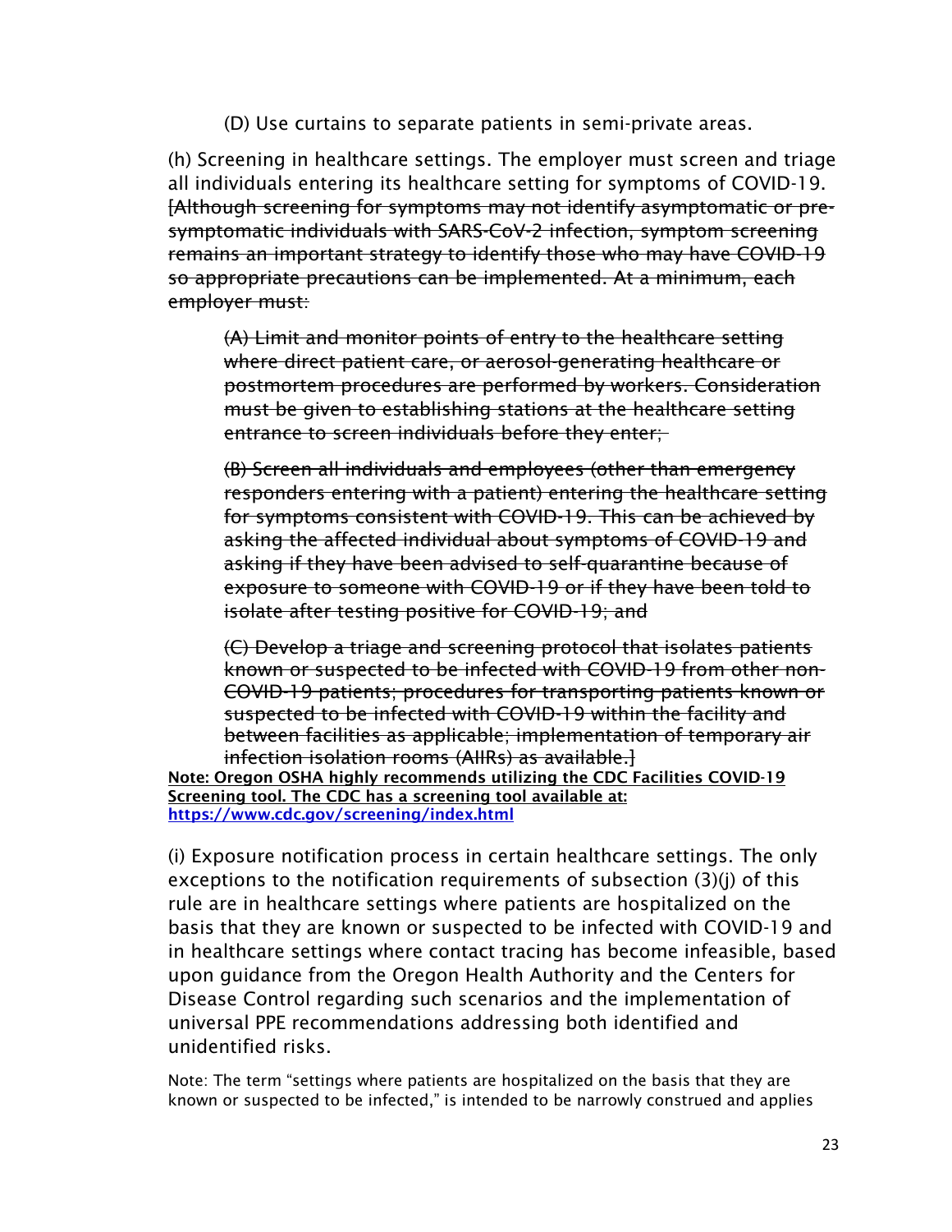(D) Use curtains to separate patients in semi-private areas.

(h) Screening in healthcare settings. The employer must screen and triage all individuals entering its healthcare setting for symptoms of COVID-19. ~~[Although screening for symptoms may not identify asymptomatic or pre-symptomatic individuals with SARS-CoV-2 infection, symptom screening remains an important strategy to identify those who may have COVID-19 so appropriate precautions can be implemented. At a minimum, each employer must:~~

~~(A) Limit and monitor points of entry to the healthcare setting where direct patient care, or aerosol-generating healthcare or postmortem procedures are performed by workers. Consideration must be given to establishing stations at the healthcare setting entrance to screen individuals before they enter;~~

~~(B) Screen all individuals and employees (other than emergency responders entering with a patient) entering the healthcare setting for symptoms consistent with COVID-19. This can be achieved by asking the affected individual about symptoms of COVID-19 and asking if they have been advised to self-quarantine because of exposure to someone with COVID-19 or if they have been told to isolate after testing positive for COVID-19; and~~

~~(C) Develop a triage and screening protocol that isolates patients known or suspected to be infected with COVID-19 from other non-COVID-19 patients; procedures for transporting patients known or suspected to be infected with COVID-19 within the facility and between facilities as applicable; implementation of temporary air infection isolation rooms (AIIRs) as available.]~~

**<u>Note: Oregon OSHA highly recommends utilizing the CDC Facilities COVID-19 Screening tool. The CDC has a screening tool available at: https://www.cdc.gov/screening/index.html</u>**

(i) Exposure notification process in certain healthcare settings. The only exceptions to the notification requirements of subsection (3)(j) of this rule are in healthcare settings where patients are hospitalized on the basis that they are known or suspected to be infected with COVID-19 and in healthcare settings where contact tracing has become infeasible, based upon guidance from the Oregon Health Authority and the Centers for Disease Control regarding such scenarios and the implementation of universal PPE recommendations addressing both identified and unidentified risks.

Note: The term "settings where patients are hospitalized on the basis that they are known or suspected to be infected," is intended to be narrowly construed and applies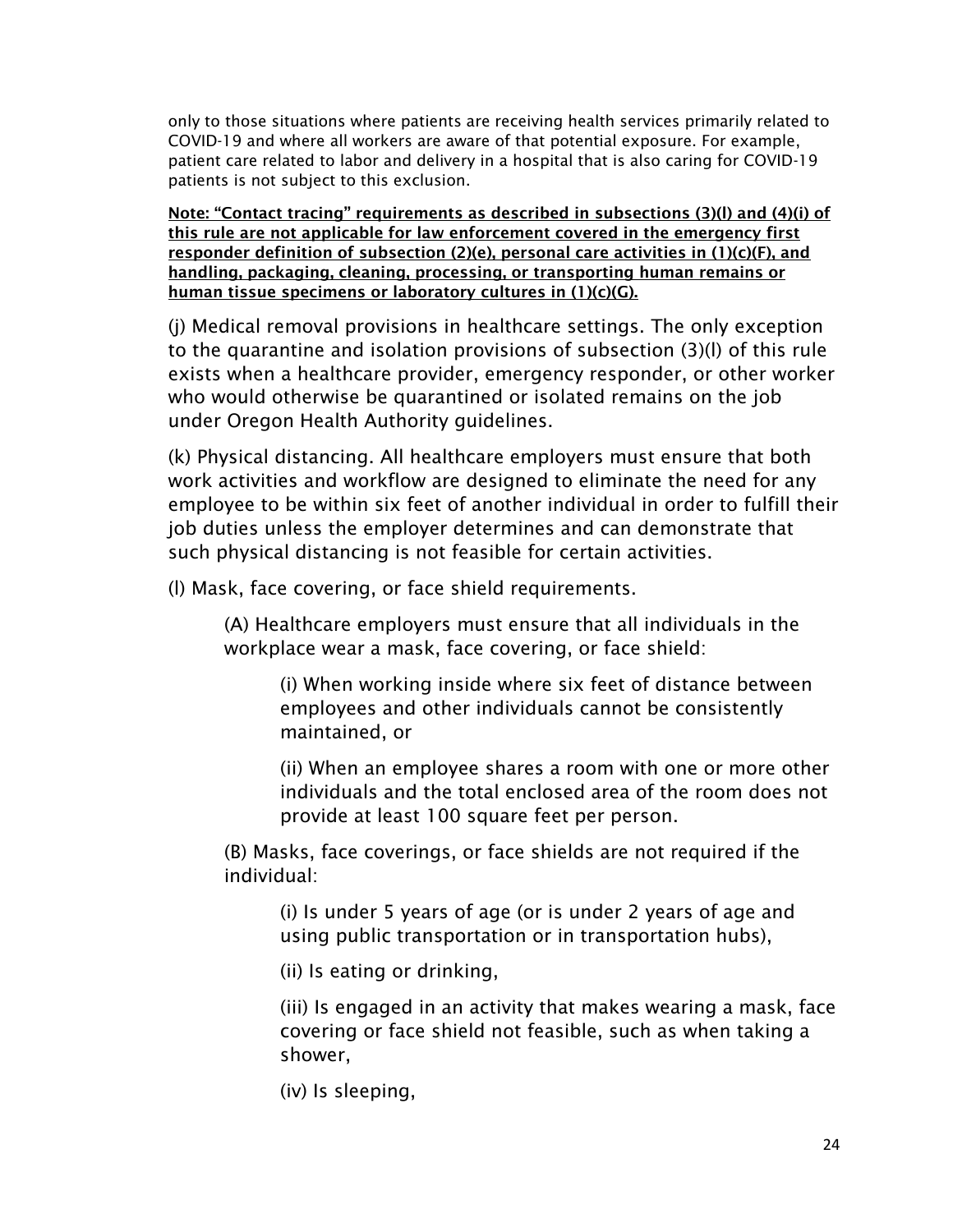only to those situations where patients are receiving health services primarily related to COVID-19 and where all workers are aware of that potential exposure. For example, patient care related to labor and delivery in a hospital that is also caring for COVID-19 patients is not subject to this exclusion.

**Note: "Contact tracing" requirements as described in subsections (3)(l) and (4)(i) of this rule are not applicable for law enforcement covered in the emergency first responder definition of subsection (2)(e), personal care activities in (1)(c)(F), and handling, packaging, cleaning, processing, or transporting human remains or human tissue specimens or laboratory cultures in (1)(c)(G).**

(j) Medical removal provisions in healthcare settings. The only exception to the quarantine and isolation provisions of subsection (3)(l) of this rule exists when a healthcare provider, emergency responder, or other worker who would otherwise be quarantined or isolated remains on the job under Oregon Health Authority guidelines.

(k) Physical distancing. All healthcare employers must ensure that both work activities and workflow are designed to eliminate the need for any employee to be within six feet of another individual in order to fulfill their job duties unless the employer determines and can demonstrate that such physical distancing is not feasible for certain activities.

(l) Mask, face covering, or face shield requirements.

> (A) Healthcare employers must ensure that all individuals in the workplace wear a mask, face covering, or face shield:
>
> > (i) When working inside where six feet of distance between employees and other individuals cannot be consistently maintained, or
> >
> > (ii) When an employee shares a room with one or more other individuals and the total enclosed area of the room does not provide at least 100 square feet per person.
>
> (B) Masks, face coverings, or face shields are not required if the individual:
>
> > (i) Is under 5 years of age (or is under 2 years of age and using public transportation or in transportation hubs),
> >
> > (ii) Is eating or drinking,
> >
> > (iii) Is engaged in an activity that makes wearing a mask, face covering or face shield not feasible, such as when taking a shower,
> >
> > (iv) Is sleeping,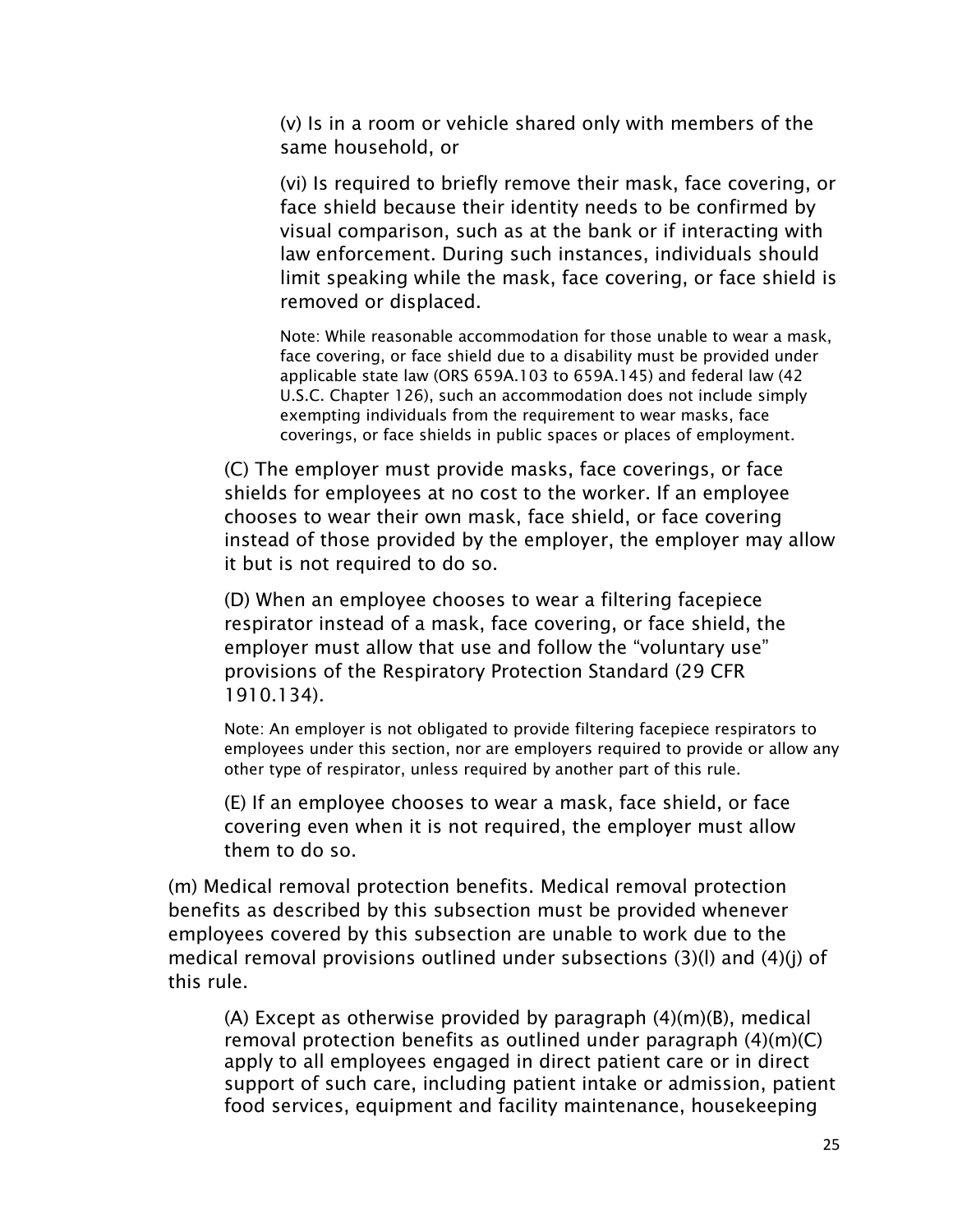(v) Is in a room or vehicle shared only with members of the same household, or

(vi) Is required to briefly remove their mask, face covering, or face shield because their identity needs to be confirmed by visual comparison, such as at the bank or if interacting with law enforcement. During such instances, individuals should limit speaking while the mask, face covering, or face shield is removed or displaced.

Note: While reasonable accommodation for those unable to wear a mask, face covering, or face shield due to a disability must be provided under applicable state law (ORS 659A.103 to 659A.145) and federal law (42 U.S.C. Chapter 126), such an accommodation does not include simply exempting individuals from the requirement to wear masks, face coverings, or face shields in public spaces or places of employment.

(C) The employer must provide masks, face coverings, or face shields for employees at no cost to the worker. If an employee chooses to wear their own mask, face shield, or face covering instead of those provided by the employer, the employer may allow it but is not required to do so.

(D) When an employee chooses to wear a filtering facepiece respirator instead of a mask, face covering, or face shield, the employer must allow that use and follow the "voluntary use" provisions of the Respiratory Protection Standard (29 CFR 1910.134).

Note: An employer is not obligated to provide filtering facepiece respirators to employees under this section, nor are employers required to provide or allow any other type of respirator, unless required by another part of this rule.

(E) If an employee chooses to wear a mask, face shield, or face covering even when it is not required, the employer must allow them to do so.

(m) Medical removal protection benefits. Medical removal protection benefits as described by this subsection must be provided whenever employees covered by this subsection are unable to work due to the medical removal provisions outlined under subsections (3)(l) and (4)(j) of this rule.

(A) Except as otherwise provided by paragraph (4)(m)(B), medical removal protection benefits as outlined under paragraph (4)(m)(C) apply to all employees engaged in direct patient care or in direct support of such care, including patient intake or admission, patient food services, equipment and facility maintenance, housekeeping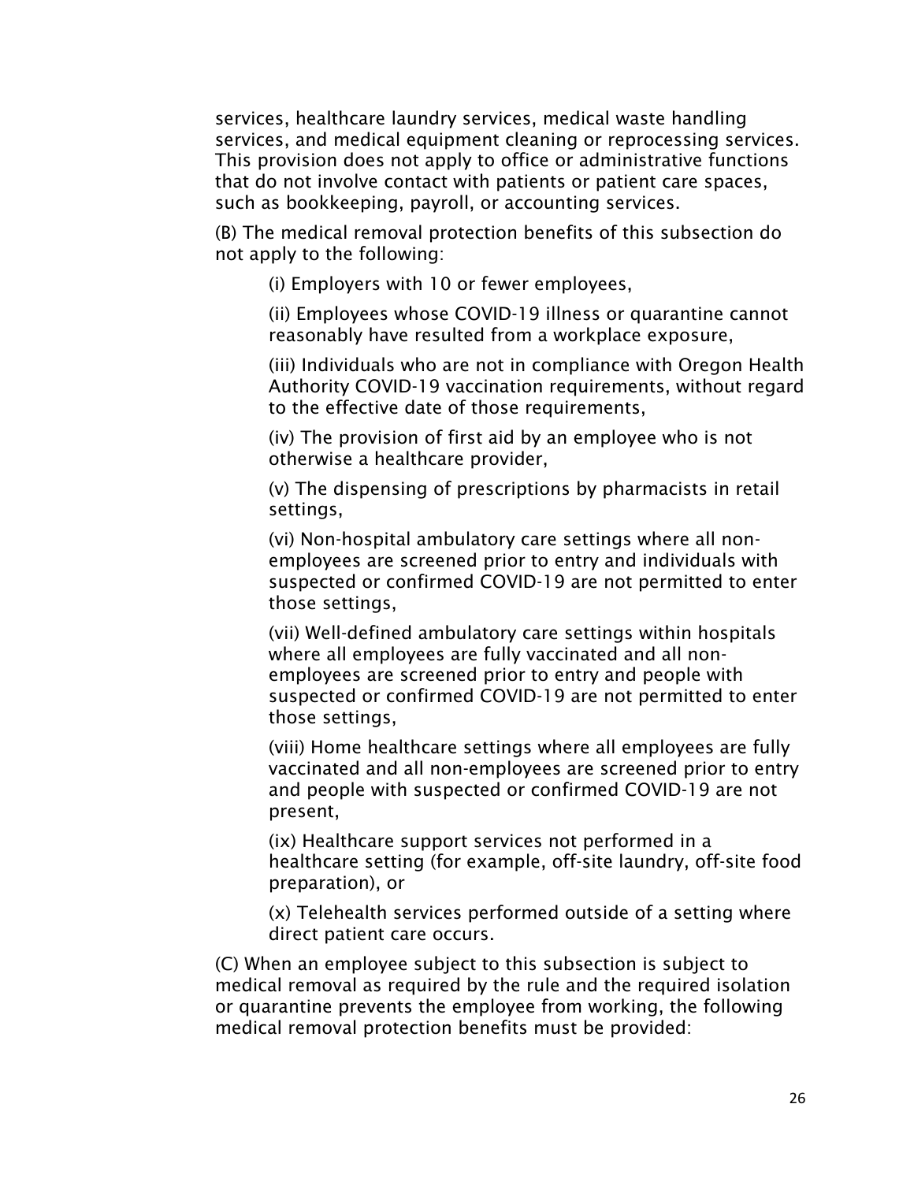services, healthcare laundry services, medical waste handling services, and medical equipment cleaning or reprocessing services. This provision does not apply to office or administrative functions that do not involve contact with patients or patient care spaces, such as bookkeeping, payroll, or accounting services.

(B) The medical removal protection benefits of this subsection do not apply to the following:

> (i) Employers with 10 or fewer employees,
>
> (ii) Employees whose COVID-19 illness or quarantine cannot reasonably have resulted from a workplace exposure,
>
> (iii) Individuals who are not in compliance with Oregon Health Authority COVID-19 vaccination requirements, without regard to the effective date of those requirements,
>
> (iv) The provision of first aid by an employee who is not otherwise a healthcare provider,
>
> (v) The dispensing of prescriptions by pharmacists in retail settings,
>
> (vi) Non-hospital ambulatory care settings where all non-employees are screened prior to entry and individuals with suspected or confirmed COVID-19 are not permitted to enter those settings,
>
> (vii) Well-defined ambulatory care settings within hospitals where all employees are fully vaccinated and all non-employees are screened prior to entry and people with suspected or confirmed COVID-19 are not permitted to enter those settings,
>
> (viii) Home healthcare settings where all employees are fully vaccinated and all non-employees are screened prior to entry and people with suspected or confirmed COVID-19 are not present,
>
> (ix) Healthcare support services not performed in a healthcare setting (for example, off-site laundry, off-site food preparation), or
>
> (x) Telehealth services performed outside of a setting where direct patient care occurs.

(C) When an employee subject to this subsection is subject to medical removal as required by the rule and the required isolation or quarantine prevents the employee from working, the following medical removal protection benefits must be provided: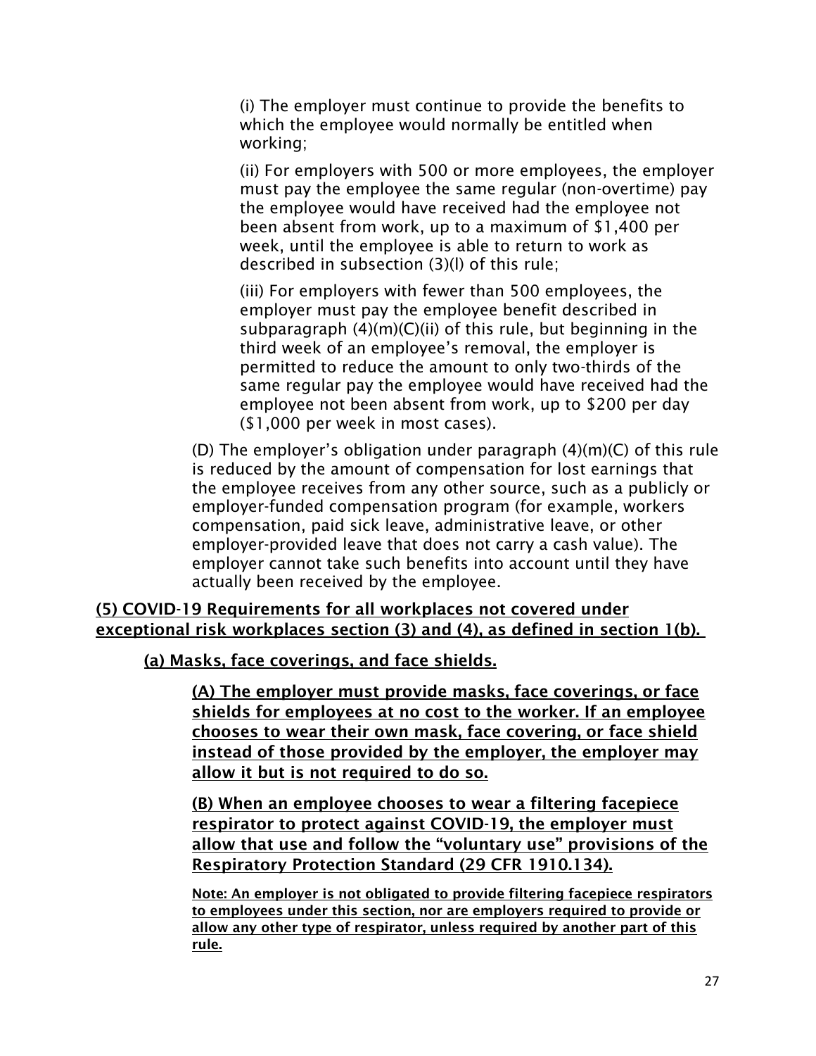(i) The employer must continue to provide the benefits to which the employee would normally be entitled when working;

(ii) For employers with 500 or more employees, the employer must pay the employee the same regular (non-overtime) pay the employee would have received had the employee not been absent from work, up to a maximum of $1,400 per week, until the employee is able to return to work as described in subsection (3)(l) of this rule;

(iii) For employers with fewer than 500 employees, the employer must pay the employee benefit described in subparagraph (4)(m)(C)(ii) of this rule, but beginning in the third week of an employee's removal, the employer is permitted to reduce the amount to only two-thirds of the same regular pay the employee would have received had the employee not been absent from work, up to $200 per day ($1,000 per week in most cases).

(D) The employer's obligation under paragraph (4)(m)(C) of this rule is reduced by the amount of compensation for lost earnings that the employee receives from any other source, such as a publicly or employer-funded compensation program (for example, workers compensation, paid sick leave, administrative leave, or other employer-provided leave that does not carry a cash value). The employer cannot take such benefits into account until they have actually been received by the employee.

**(5) COVID-19 Requirements for all workplaces not covered under exceptional risk workplaces section (3) and (4), as defined in section 1(b).**

**(a) Masks, face coverings, and face shields.**

**(A) The employer must provide masks, face coverings, or face shields for employees at no cost to the worker. If an employee chooses to wear their own mask, face covering, or face shield instead of those provided by the employer, the employer may allow it but is not required to do so.**

**(B) When an employee chooses to wear a filtering facepiece respirator to protect against COVID-19, the employer must allow that use and follow the "voluntary use" provisions of the Respiratory Protection Standard (29 CFR 1910.134).**

**Note: An employer is not obligated to provide filtering facepiece respirators to employees under this section, nor are employers required to provide or allow any other type of respirator, unless required by another part of this rule.**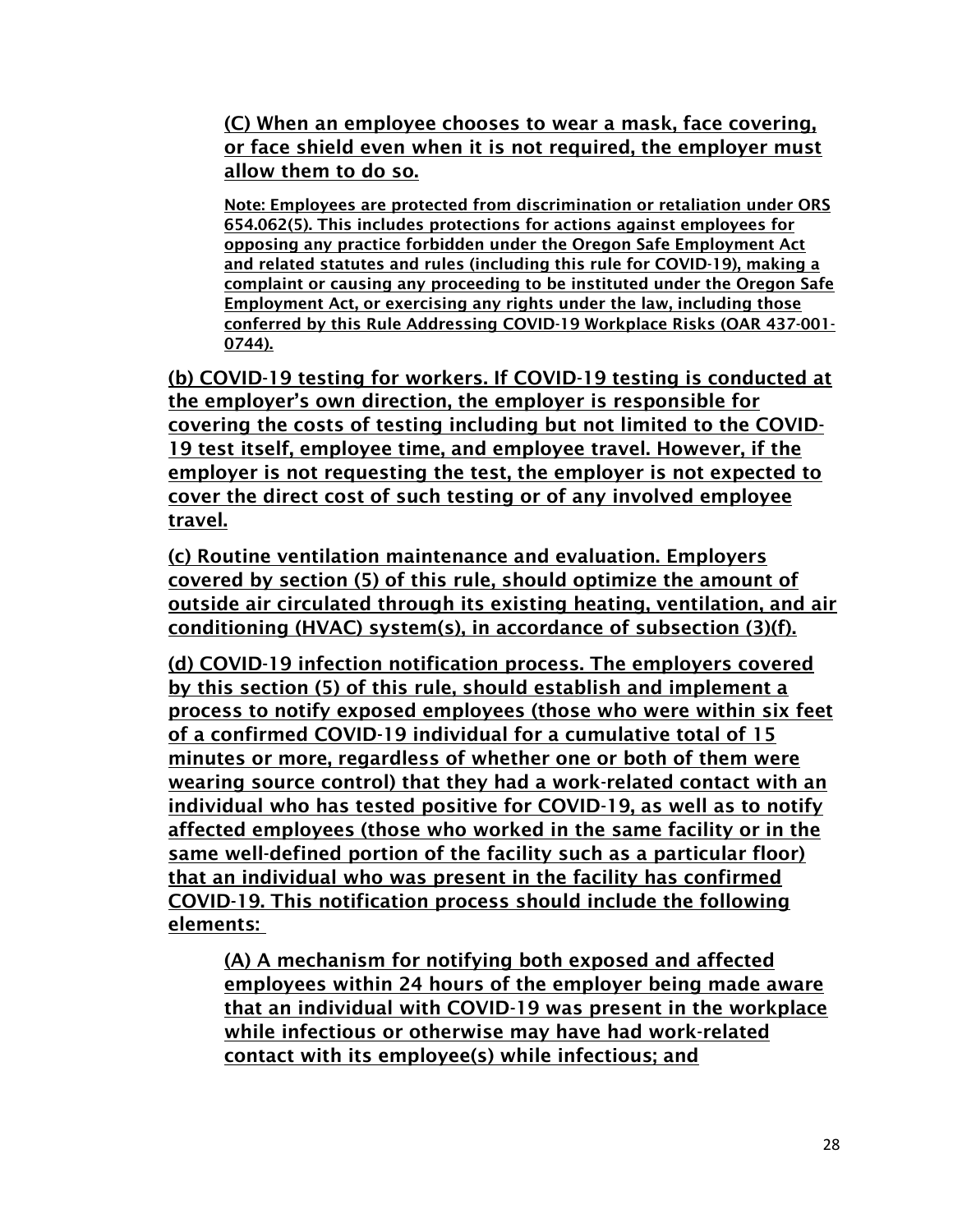(C) When an employee chooses to wear a mask, face covering, or face shield even when it is not required, the employer must allow them to do so.

Note: Employees are protected from discrimination or retaliation under ORS 654.062(5). This includes protections for actions against employees for opposing any practice forbidden under the Oregon Safe Employment Act and related statutes and rules (including this rule for COVID-19), making a complaint or causing any proceeding to be instituted under the Oregon Safe Employment Act, or exercising any rights under the law, including those conferred by this Rule Addressing COVID-19 Workplace Risks (OAR 437-001-0744).

(b) COVID-19 testing for workers. If COVID-19 testing is conducted at the employer's own direction, the employer is responsible for covering the costs of testing including but not limited to the COVID-19 test itself, employee time, and employee travel. However, if the employer is not requesting the test, the employer is not expected to cover the direct cost of such testing or of any involved employee travel.

(c) Routine ventilation maintenance and evaluation. Employers covered by section (5) of this rule, should optimize the amount of outside air circulated through its existing heating, ventilation, and air conditioning (HVAC) system(s), in accordance of subsection (3)(f).

(d) COVID-19 infection notification process. The employers covered by this section (5) of this rule, should establish and implement a process to notify exposed employees (those who were within six feet of a confirmed COVID-19 individual for a cumulative total of 15 minutes or more, regardless of whether one or both of them were wearing source control) that they had a work-related contact with an individual who has tested positive for COVID-19, as well as to notify affected employees (those who worked in the same facility or in the same well-defined portion of the facility such as a particular floor) that an individual who was present in the facility has confirmed COVID-19. This notification process should include the following elements:

(A) A mechanism for notifying both exposed and affected employees within 24 hours of the employer being made aware that an individual with COVID-19 was present in the workplace while infectious or otherwise may have had work-related contact with its employee(s) while infectious; and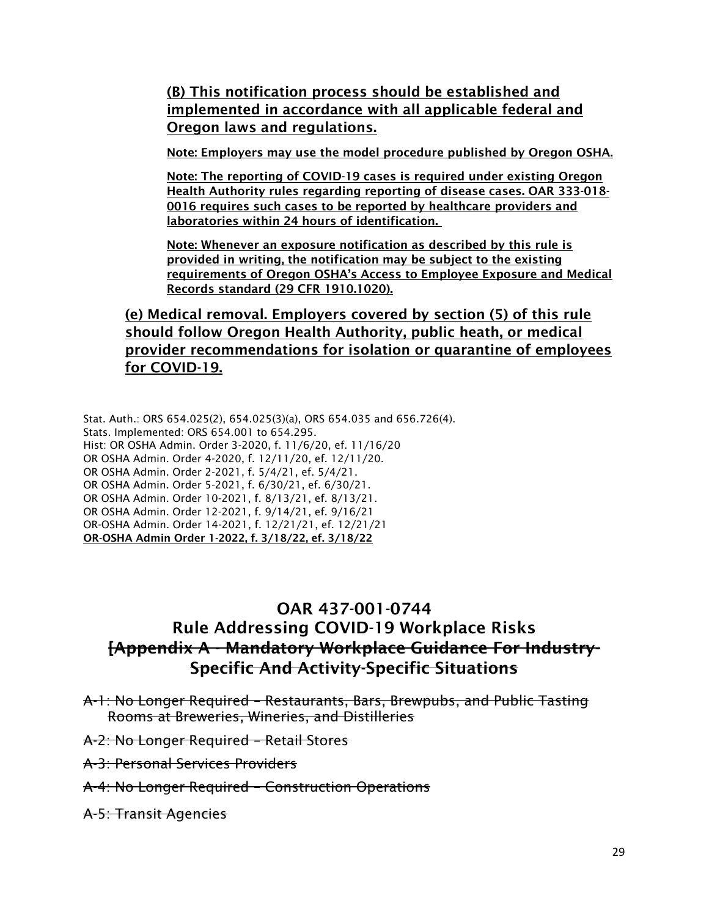(B) This notification process should be established and implemented in accordance with all applicable federal and Oregon laws and regulations.

Note: Employers may use the model procedure published by Oregon OSHA.

Note: The reporting of COVID-19 cases is required under existing Oregon Health Authority rules regarding reporting of disease cases. OAR 333-018-0016 requires such cases to be reported by healthcare providers and laboratories within 24 hours of identification.

Note: Whenever an exposure notification as described by this rule is provided in writing, the notification may be subject to the existing requirements of Oregon OSHA's Access to Employee Exposure and Medical Records standard (29 CFR 1910.1020).

(e) Medical removal. Employers covered by section (5) of this rule should follow Oregon Health Authority, public heath, or medical provider recommendations for isolation or quarantine of employees for COVID-19.

Stat. Auth.: ORS 654.025(2), 654.025(3)(a), ORS 654.035 and 656.726(4).
Stats. Implemented: ORS 654.001 to 654.295.
Hist: OR OSHA Admin. Order 3-2020, f. 11/6/20, ef. 11/16/20
OR OSHA Admin. Order 4-2020, f. 12/11/20, ef. 12/11/20.
OR OSHA Admin. Order 2-2021, f. 5/4/21, ef. 5/4/21.
OR OSHA Admin. Order 5-2021, f. 6/30/21, ef. 6/30/21.
OR OSHA Admin. Order 10-2021, f. 8/13/21, ef. 8/13/21.
OR OSHA Admin. Order 12-2021, f. 9/14/21, ef. 9/16/21
OR-OSHA Admin. Order 14-2021, f. 12/21/21, ef. 12/21/21
OR-OSHA Admin Order 1-2022, f. 3/18/22, ef. 3/18/22

## OAR 437-001-0744
## Rule Addressing COVID-19 Workplace Risks
## ~~[Appendix A - Mandatory Workplace Guidance For Industry-Specific And Activity-Specific Situations~~

~~A-1: No Longer Required – Restaurants, Bars, Brewpubs, and Public Tasting Rooms at Breweries, Wineries, and Distilleries~~

~~A-2: No Longer Required – Retail Stores~~

~~A-3: Personal Services Providers~~

~~A-4: No Longer Required – Construction Operations~~

~~A-5: Transit Agencies~~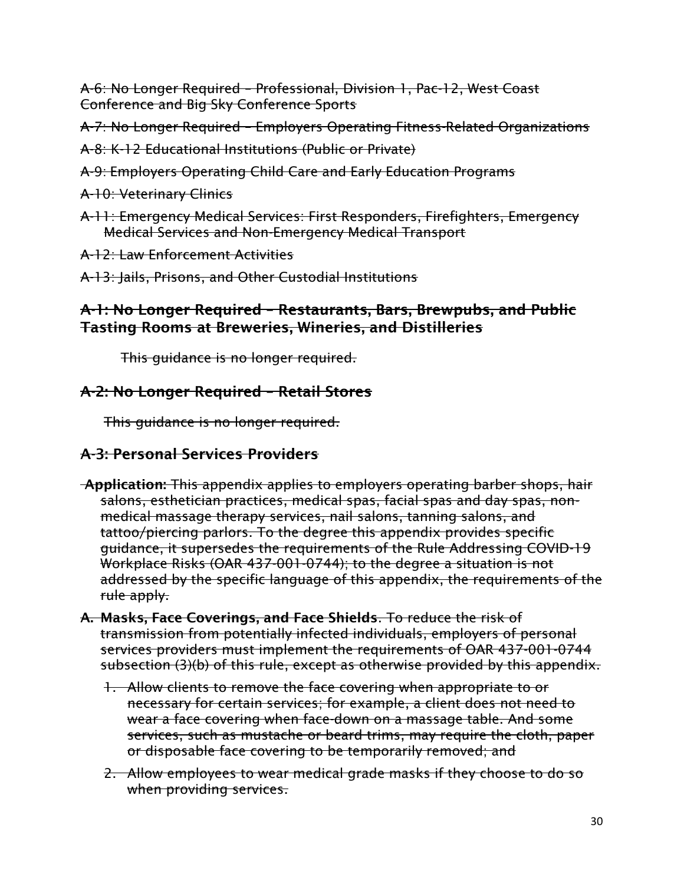~~A-6: No Longer Required – Professional, Division 1, Pac-12, West Coast Conference and Big Sky Conference Sports~~

~~A-7: No Longer Required – Employers Operating Fitness-Related Organizations~~

~~A-8: K-12 Educational Institutions (Public or Private)~~

~~A-9: Employers Operating Child Care and Early Education Programs~~

~~A-10: Veterinary Clinics~~

~~A-11: Emergency Medical Services: First Responders, Firefighters, Emergency Medical Services and Non-Emergency Medical Transport~~

~~A-12: Law Enforcement Activities~~

~~A-13: Jails, Prisons, and Other Custodial Institutions~~

## ~~A-1: No Longer Required – Restaurants, Bars, Brewpubs, and Public Tasting Rooms at Breweries, Wineries, and Distilleries~~

~~This guidance is no longer required.~~

## ~~A-2: No Longer Required – Retail Stores~~

~~This guidance is no longer required.~~

## ~~A-3: Personal Services Providers~~

~~**Application:** This appendix applies to employers operating barber shops, hair salons, esthetician practices, medical spas, facial spas and day spas, non-medical massage therapy services, nail salons, tanning salons, and tattoo/piercing parlors. To the degree this appendix provides specific guidance, it supersedes the requirements of the Rule Addressing COVID-19 Workplace Risks (OAR 437-001-0744); to the degree a situation is not addressed by the specific language of this appendix, the requirements of the rule apply.~~

~~**A. Masks, Face Coverings, and Face Shields**. To reduce the risk of transmission from potentially infected individuals, employers of personal services providers must implement the requirements of OAR 437-001-0744 subsection (3)(b) of this rule, except as otherwise provided by this appendix.~~

1. ~~Allow clients to remove the face covering when appropriate to or necessary for certain services; for example, a client does not need to wear a face covering when face-down on a massage table. And some services, such as mustache or beard trims, may require the cloth, paper or disposable face covering to be temporarily removed; and~~
2. ~~Allow employees to wear medical grade masks if they choose to do so when providing services.~~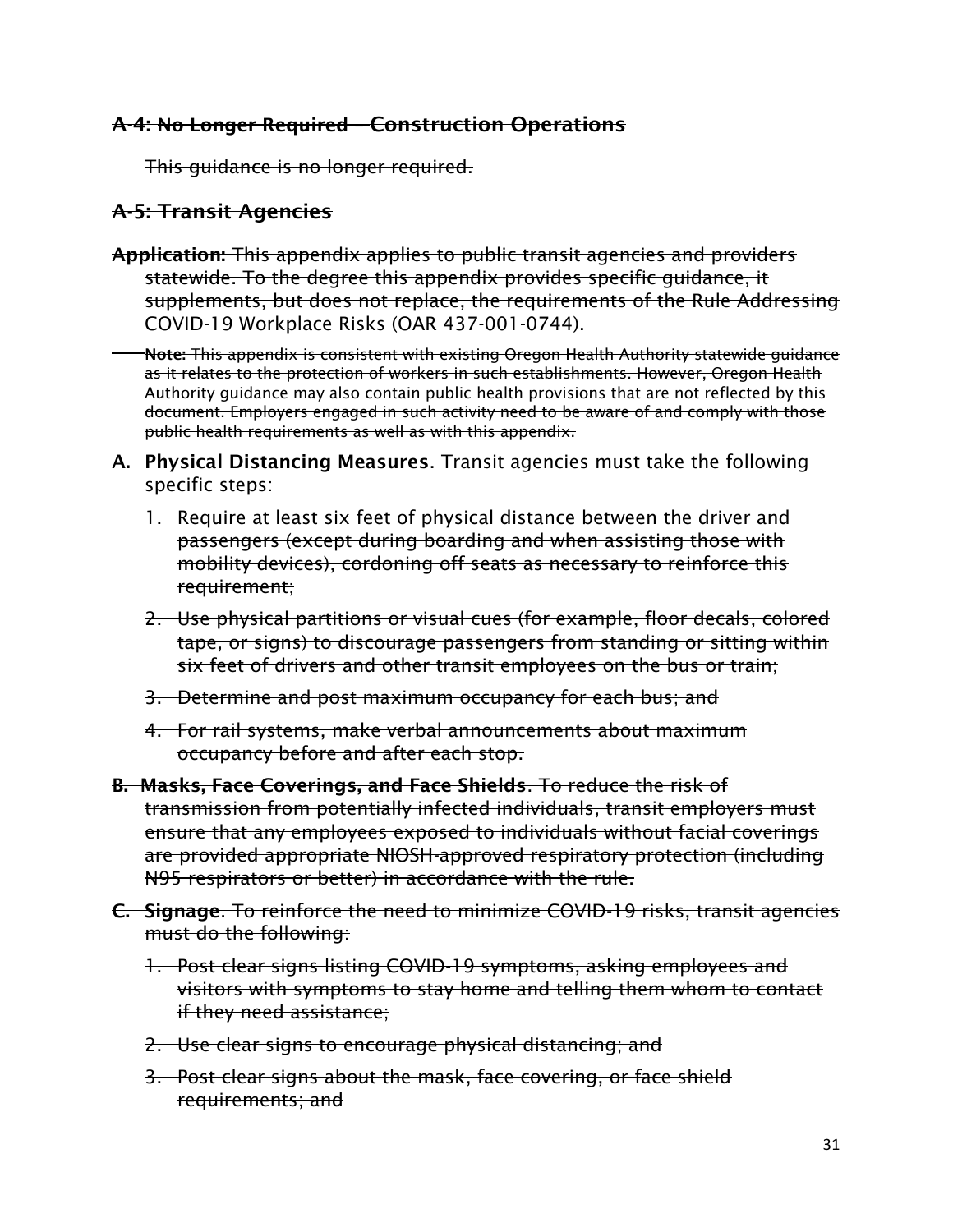## ~~A-4: No Longer Required – Construction Operations~~

~~This guidance is no longer required.~~

## ~~A-5: Transit Agencies~~

~~**Application:** This appendix applies to public transit agencies and providers statewide. To the degree this appendix provides specific guidance, it supplements, but does not replace, the requirements of the Rule Addressing COVID-19 Workplace Risks (OAR 437-001-0744).~~

~~**Note:** This appendix is consistent with existing Oregon Health Authority statewide guidance as it relates to the protection of workers in such establishments. However, Oregon Health Authority guidance may also contain public health provisions that are not reflected by this document. Employers engaged in such activity need to be aware of and comply with those public health requirements as well as with this appendix.~~

~~A. **Physical Distancing Measures**. Transit agencies must take the following specific steps:~~

1. ~~Require at least six feet of physical distance between the driver and passengers (except during boarding and when assisting those with mobility devices), cordoning off seats as necessary to reinforce this requirement;~~
2. ~~Use physical partitions or visual cues (for example, floor decals, colored tape, or signs) to discourage passengers from standing or sitting within six feet of drivers and other transit employees on the bus or train;~~
3. ~~Determine and post maximum occupancy for each bus; and~~
4. ~~For rail systems, make verbal announcements about maximum occupancy before and after each stop.~~

~~B. **Masks, Face Coverings, and Face Shields**. To reduce the risk of transmission from potentially infected individuals, transit employers must ensure that any employees exposed to individuals without facial coverings are provided appropriate NIOSH-approved respiratory protection (including N95 respirators or better) in accordance with the rule.~~

~~C. **Signage**. To reinforce the need to minimize COVID-19 risks, transit agencies must do the following:~~

1. ~~Post clear signs listing COVID-19 symptoms, asking employees and visitors with symptoms to stay home and telling them whom to contact if they need assistance;~~
2. ~~Use clear signs to encourage physical distancing; and~~
3. ~~Post clear signs about the mask, face covering, or face shield requirements; and~~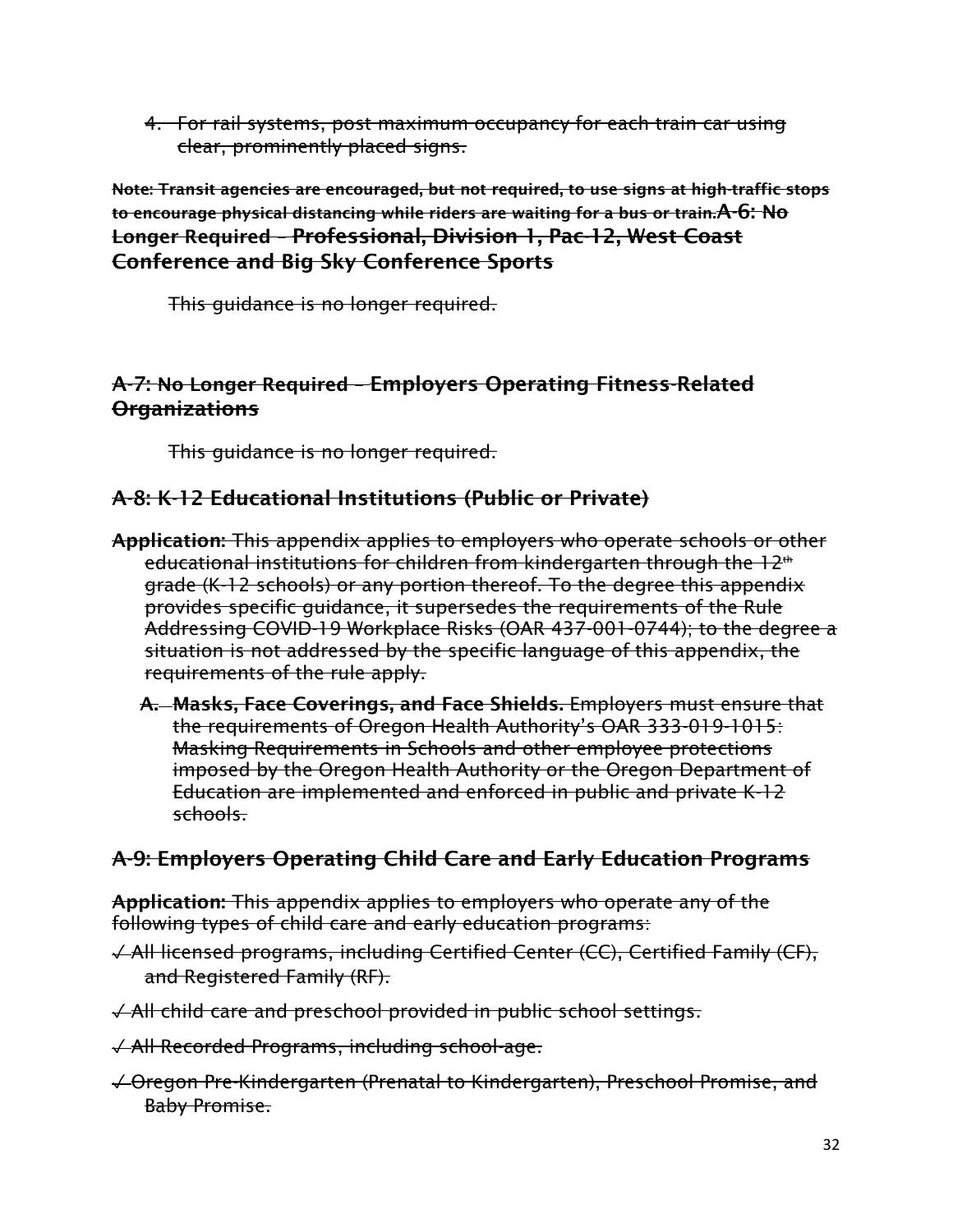4. ~~For rail systems, post maximum occupancy for each train car using clear, prominently placed signs.~~

~~**Note: Transit agencies are encouraged, but not required, to use signs at high-traffic stops to encourage physical distancing while riders are waiting for a bus or train.**~~

## ~~A-6: No Longer Required – Professional, Division 1, Pac-12, West Coast Conference and Big Sky Conference Sports~~

~~This guidance is no longer required.~~

## ~~A-7: No Longer Required – Employers Operating Fitness-Related Organizations~~

~~This guidance is no longer required.~~

## ~~A-8: K-12 Educational Institutions (Public or Private)~~

~~**Application:** This appendix applies to employers who operate schools or other educational institutions for children from kindergarten through the 12th grade (K-12 schools) or any portion thereof. To the degree this appendix provides specific guidance, it supersedes the requirements of the Rule Addressing COVID-19 Workplace Risks (OAR 437-001-0744); to the degree a situation is not addressed by the specific language of this appendix, the requirements of the rule apply.~~

A. ~~**Masks, Face Coverings, and Face Shields.** Employers must ensure that the requirements of Oregon Health Authority's OAR 333-019-1015: Masking Requirements in Schools and other employee protections imposed by the Oregon Health Authority or the Oregon Department of Education are implemented and enforced in public and private K-12 schools.~~

## ~~A-9: Employers Operating Child Care and Early Education Programs~~

~~**Application:** This appendix applies to employers who operate any of the following types of child care and early education programs:~~

- ~~✓ All licensed programs, including Certified Center (CC), Certified Family (CF), and Registered Family (RF).~~
- ~~✓ All child care and preschool provided in public school settings.~~
- ~~✓ All Recorded Programs, including school-age.~~
- ~~✓ Oregon Pre-Kindergarten (Prenatal to Kindergarten), Preschool Promise, and Baby Promise.~~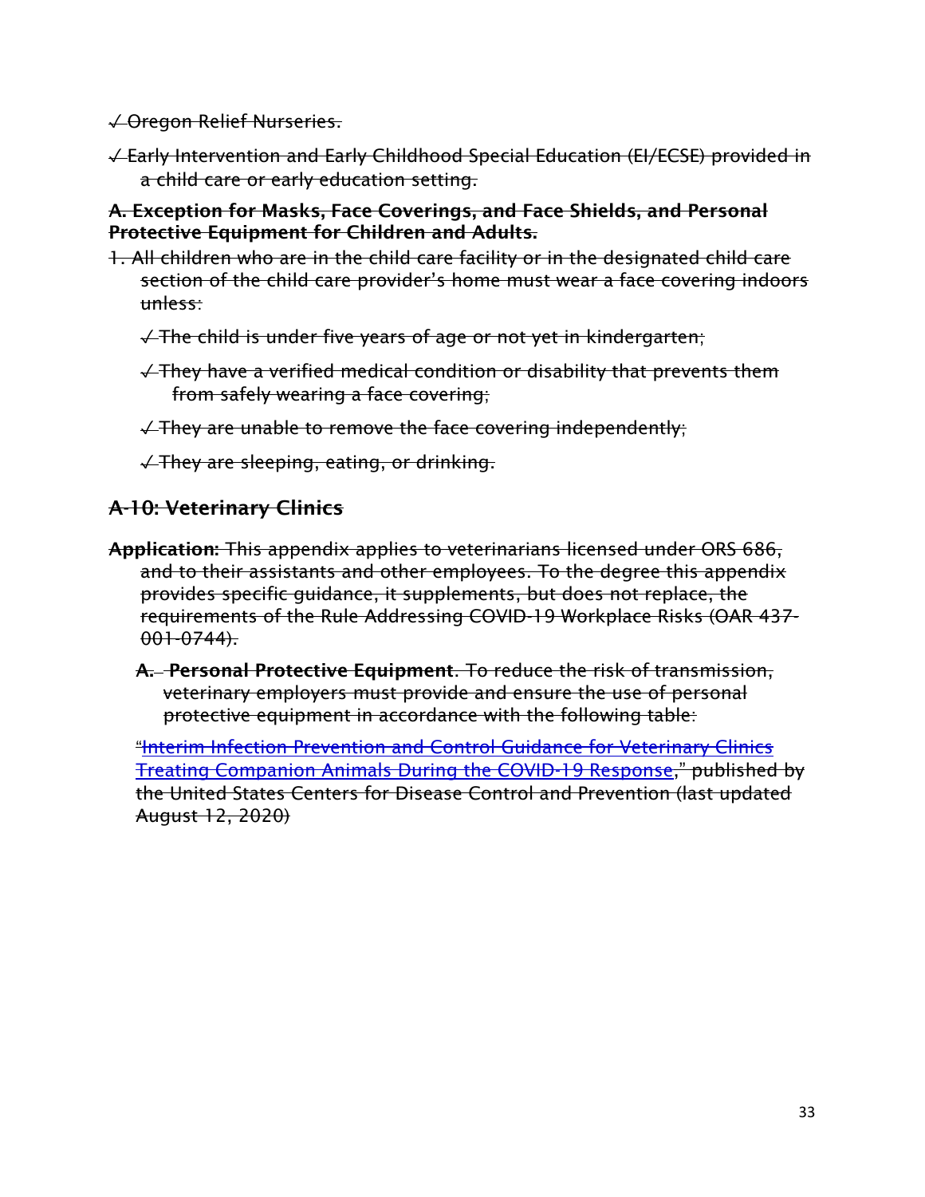~~✓ Oregon Relief Nurseries.~~

~~✓ Early Intervention and Early Childhood Special Education (EI/ECSE) provided in a child care or early education setting.~~

~~**A. Exception for Masks, Face Coverings, and Face Shields, and Personal Protective Equipment for Children and Adults.**~~

~~1. All children who are in the child care facility or in the designated child care section of the child care provider's home must wear a face covering indoors unless:~~

~~✓ The child is under five years of age or not yet in kindergarten;~~

~~✓ They have a verified medical condition or disability that prevents them from safely wearing a face covering;~~

~~✓ They are unable to remove the face covering independently;~~

~~✓ They are sleeping, eating, or drinking.~~

## ~~A-10: Veterinary Clinics~~

**Application:** ~~This appendix applies to veterinarians licensed under ORS 686, and to their assistants and other employees. To the degree this appendix provides specific guidance, it supplements, but does not replace, the requirements of the Rule Addressing COVID-19 Workplace Risks (OAR 437-001-0744).~~

~~A.~~ **Personal Protective Equipment**. ~~To reduce the risk of transmission, veterinary employers must provide and ensure the use of personal protective equipment in accordance with the following table:~~

~~"Interim Infection Prevention and Control Guidance for Veterinary Clinics Treating Companion Animals During the COVID-19 Response," published by the United States Centers for Disease Control and Prevention (last updated August 12, 2020)~~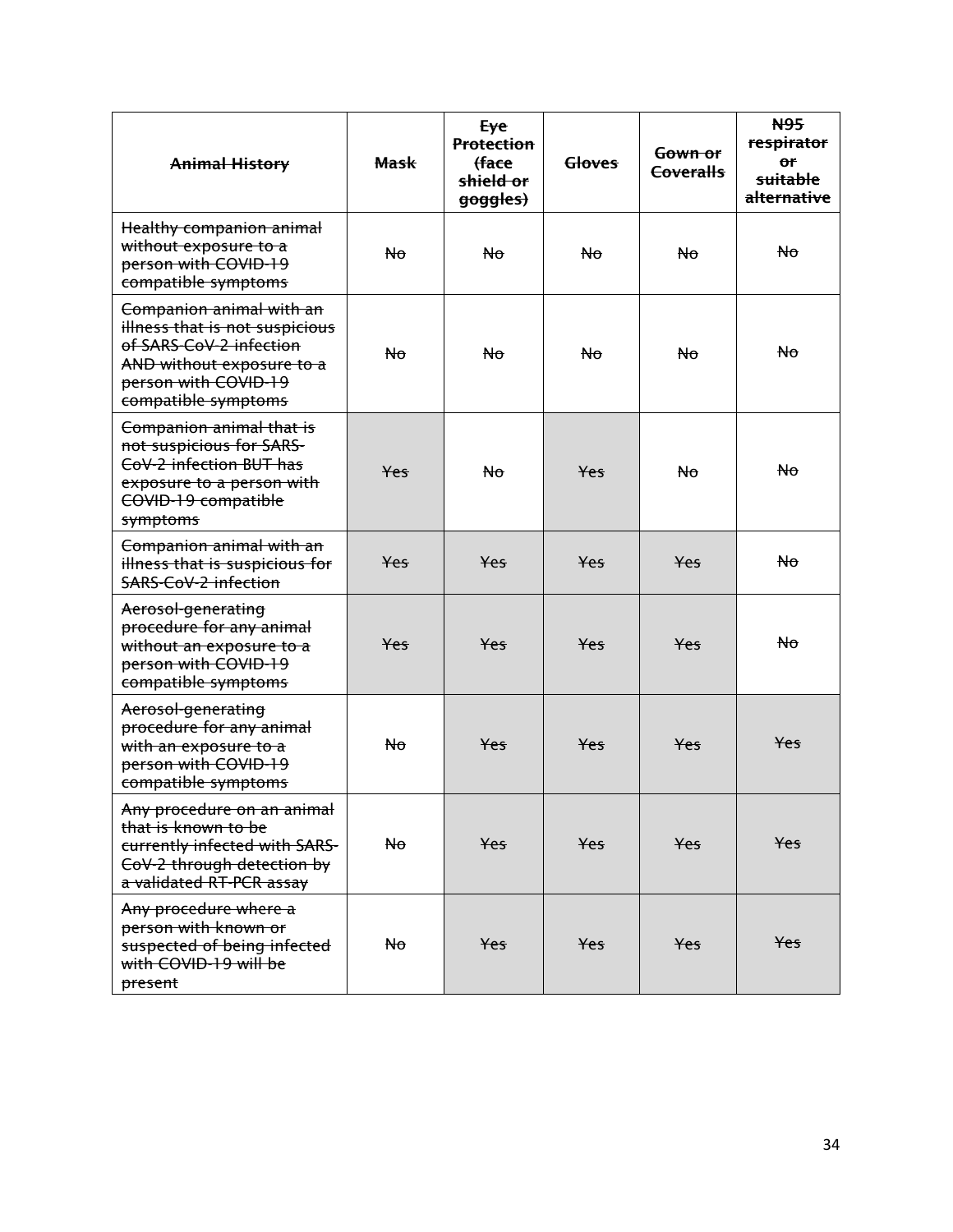| ~~**Animal History**~~ | ~~**Mask**~~ | ~~**Eye Protection (face shield or goggles)**~~ | ~~**Gloves**~~ | ~~**Gown or Coveralls**~~ | ~~**N95 respirator or suitable alternative**~~ |
|---|---|---|---|---|---|
| ~~Healthy companion animal without exposure to a person with COVID-19 compatible symptoms~~ | ~~No~~ | ~~No~~ | ~~No~~ | ~~No~~ | ~~No~~ |
| ~~Companion animal with an illness that is not suspicious of SARS-CoV-2 infection AND without exposure to a person with COVID-19 compatible symptoms~~ | ~~No~~ | ~~No~~ | ~~No~~ | ~~No~~ | ~~No~~ |
| ~~Companion animal that is not suspicious for SARS-CoV-2 infection BUT has exposure to a person with COVID-19 compatible symptoms~~ | ~~Yes~~ | ~~No~~ | ~~Yes~~ | ~~No~~ | ~~No~~ |
| ~~Companion animal with an illness that is suspicious for SARS-CoV-2 infection~~ | ~~Yes~~ | ~~Yes~~ | ~~Yes~~ | ~~Yes~~ | ~~No~~ |
| ~~Aerosol-generating procedure for any animal without an exposure to a person with COVID-19 compatible symptoms~~ | ~~Yes~~ | ~~Yes~~ | ~~Yes~~ | ~~Yes~~ | ~~No~~ |
| ~~Aerosol-generating procedure for any animal with an exposure to a person with COVID-19 compatible symptoms~~ | ~~No~~ | ~~Yes~~ | ~~Yes~~ | ~~Yes~~ | ~~Yes~~ |
| ~~Any procedure on an animal that is known to be currently infected with SARS-CoV-2 through detection by a validated RT-PCR assay~~ | ~~No~~ | ~~Yes~~ | ~~Yes~~ | ~~Yes~~ | ~~Yes~~ |
| ~~Any procedure where a person with known or suspected of being infected with COVID-19 will be present~~ | ~~No~~ | ~~Yes~~ | ~~Yes~~ | ~~Yes~~ | ~~Yes~~ |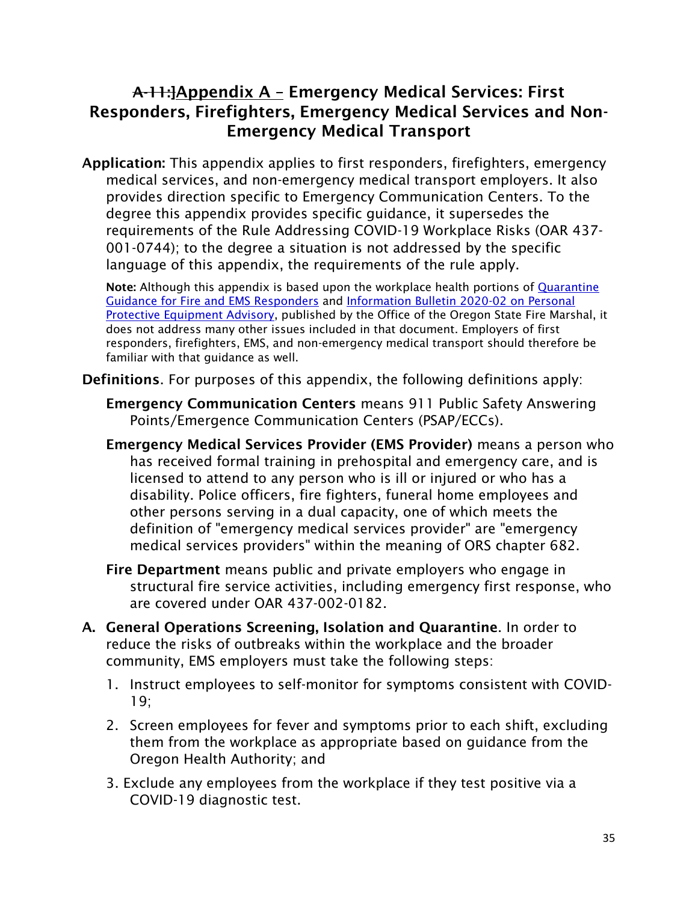## ~~A-11:~~]Appendix A – Emergency Medical Services: First Responders, Firefighters, Emergency Medical Services and Non-Emergency Medical Transport

**Application:** This appendix applies to first responders, firefighters, emergency medical services, and non-emergency medical transport employers. It also provides direction specific to Emergency Communication Centers. To the degree this appendix provides specific guidance, it supersedes the requirements of the Rule Addressing COVID-19 Workplace Risks (OAR 437-001-0744); to the degree a situation is not addressed by the specific language of this appendix, the requirements of the rule apply.

**Note:** Although this appendix is based upon the workplace health portions of Quarantine Guidance for Fire and EMS Responders and Information Bulletin 2020-02 on Personal Protective Equipment Advisory, published by the Office of the Oregon State Fire Marshal, it does not address many other issues included in that document. Employers of first responders, firefighters, EMS, and non-emergency medical transport should therefore be familiar with that guidance as well.

**Definitions**. For purposes of this appendix, the following definitions apply:

**Emergency Communication Centers** means 911 Public Safety Answering Points/Emergence Communication Centers (PSAP/ECCs).

**Emergency Medical Services Provider (EMS Provider)** means a person who has received formal training in prehospital and emergency care, and is licensed to attend to any person who is ill or injured or who has a disability. Police officers, fire fighters, funeral home employees and other persons serving in a dual capacity, one of which meets the definition of "emergency medical services provider" are "emergency medical services providers" within the meaning of ORS chapter 682.

**Fire Department** means public and private employers who engage in structural fire service activities, including emergency first response, who are covered under OAR 437-002-0182.

**A. General Operations Screening, Isolation and Quarantine**. In order to reduce the risks of outbreaks within the workplace and the broader community, EMS employers must take the following steps:

1. Instruct employees to self-monitor for symptoms consistent with COVID-19;
2. Screen employees for fever and symptoms prior to each shift, excluding them from the workplace as appropriate based on guidance from the Oregon Health Authority; and
3. Exclude any employees from the workplace if they test positive via a COVID-19 diagnostic test.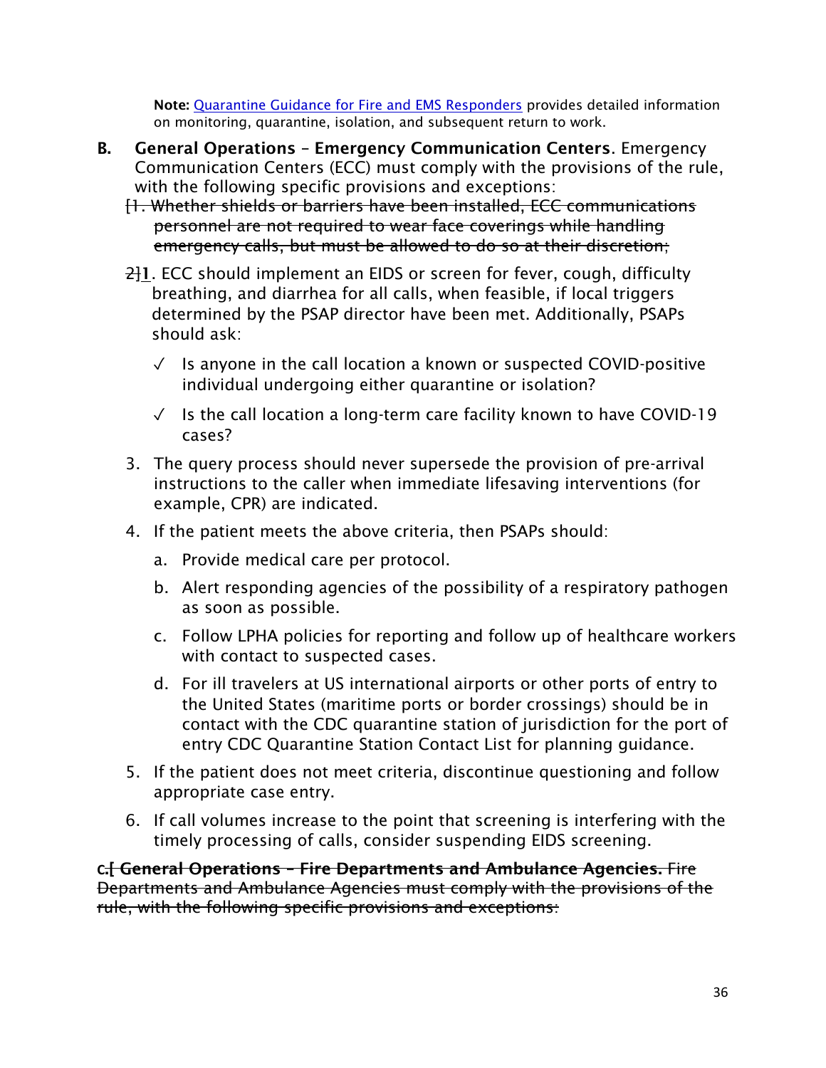**Note:** Quarantine Guidance for Fire and EMS Responders provides detailed information on monitoring, quarantine, isolation, and subsequent return to work.

**B. General Operations – Emergency Communication Centers**. Emergency Communication Centers (ECC) must comply with the provisions of the rule, with the following specific provisions and exceptions:

~~[1. Whether shields or barriers have been installed, ECC communications personnel are not required to wear face coverings while handling emergency calls, but must be allowed to do so at their discretion;~~

~~2~~]**1**. ECC should implement an EIDS or screen for fever, cough, difficulty breathing, and diarrhea for all calls, when feasible, if local triggers determined by the PSAP director have been met. Additionally, PSAPs should ask:

- ✓ Is anyone in the call location a known or suspected COVID-positive individual undergoing either quarantine or isolation?
- ✓ Is the call location a long-term care facility known to have COVID-19 cases?

3. The query process should never supersede the provision of pre-arrival instructions to the caller when immediate lifesaving interventions (for example, CPR) are indicated.
4. If the patient meets the above criteria, then PSAPs should:
   a. Provide medical care per protocol.
   b. Alert responding agencies of the possibility of a respiratory pathogen as soon as possible.
   c. Follow LPHA policies for reporting and follow up of healthcare workers with contact to suspected cases.
   d. For ill travelers at US international airports or other ports of entry to the United States (maritime ports or border crossings) should be in contact with the CDC quarantine station of jurisdiction for the port of entry CDC Quarantine Station Contact List for planning guidance.
5. If the patient does not meet criteria, discontinue questioning and follow appropriate case entry.
6. If call volumes increase to the point that screening is interfering with the timely processing of calls, consider suspending EIDS screening.

**C.**~~**[ General Operations – Fire Departments and Ambulance Agencies.** Fire Departments and Ambulance Agencies must comply with the provisions of the rule, with the following specific provisions and exceptions:~~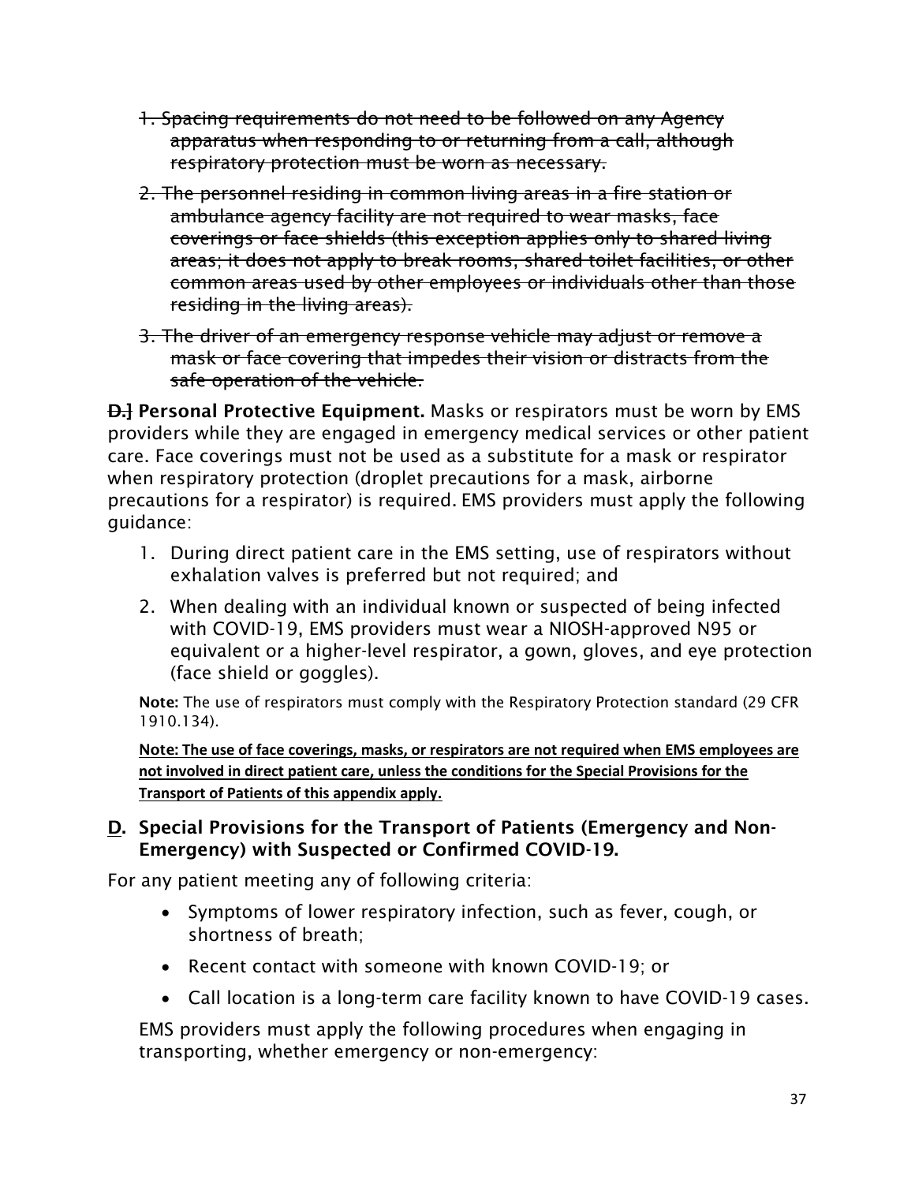1. ~~Spacing requirements do not need to be followed on any Agency apparatus when responding to or returning from a call, although respiratory protection must be worn as necessary.~~

2. ~~The personnel residing in common living areas in a fire station or ambulance agency facility are not required to wear masks, face coverings or face shields (this exception applies only to shared living areas; it does not apply to break rooms, shared toilet facilities, or other common areas used by other employees or individuals other than those residing in the living areas).~~

3. ~~The driver of an emergency response vehicle may adjust or remove a mask or face covering that impedes their vision or distracts from the safe operation of the vehicle.~~

~~D.~~] **Personal Protective Equipment.** Masks or respirators must be worn by EMS providers while they are engaged in emergency medical services or other patient care. Face coverings must not be used as a substitute for a mask or respirator when respiratory protection (droplet precautions for a mask, airborne precautions for a respirator) is required. EMS providers must apply the following guidance:

1. During direct patient care in the EMS setting, use of respirators without exhalation valves is preferred but not required; and

2. When dealing with an individual known or suspected of being infected with COVID-19, EMS providers must wear a NIOSH-approved N95 or equivalent or a higher-level respirator, a gown, gloves, and eye protection (face shield or goggles).

**Note:** The use of respirators must comply with the Respiratory Protection standard (29 CFR 1910.134).

<u>**Note: The use of face coverings, masks, or respirators are not required when EMS employees are not involved in direct patient care, unless the conditions for the Special Provisions for the Transport of Patients of this appendix apply.**</u>

**<u>D</u>. Special Provisions for the Transport of Patients (Emergency and Non-Emergency) with Suspected or Confirmed COVID-19.**

For any patient meeting any of following criteria:

- Symptoms of lower respiratory infection, such as fever, cough, or shortness of breath;
- Recent contact with someone with known COVID-19; or
- Call location is a long-term care facility known to have COVID-19 cases.

EMS providers must apply the following procedures when engaging in transporting, whether emergency or non-emergency: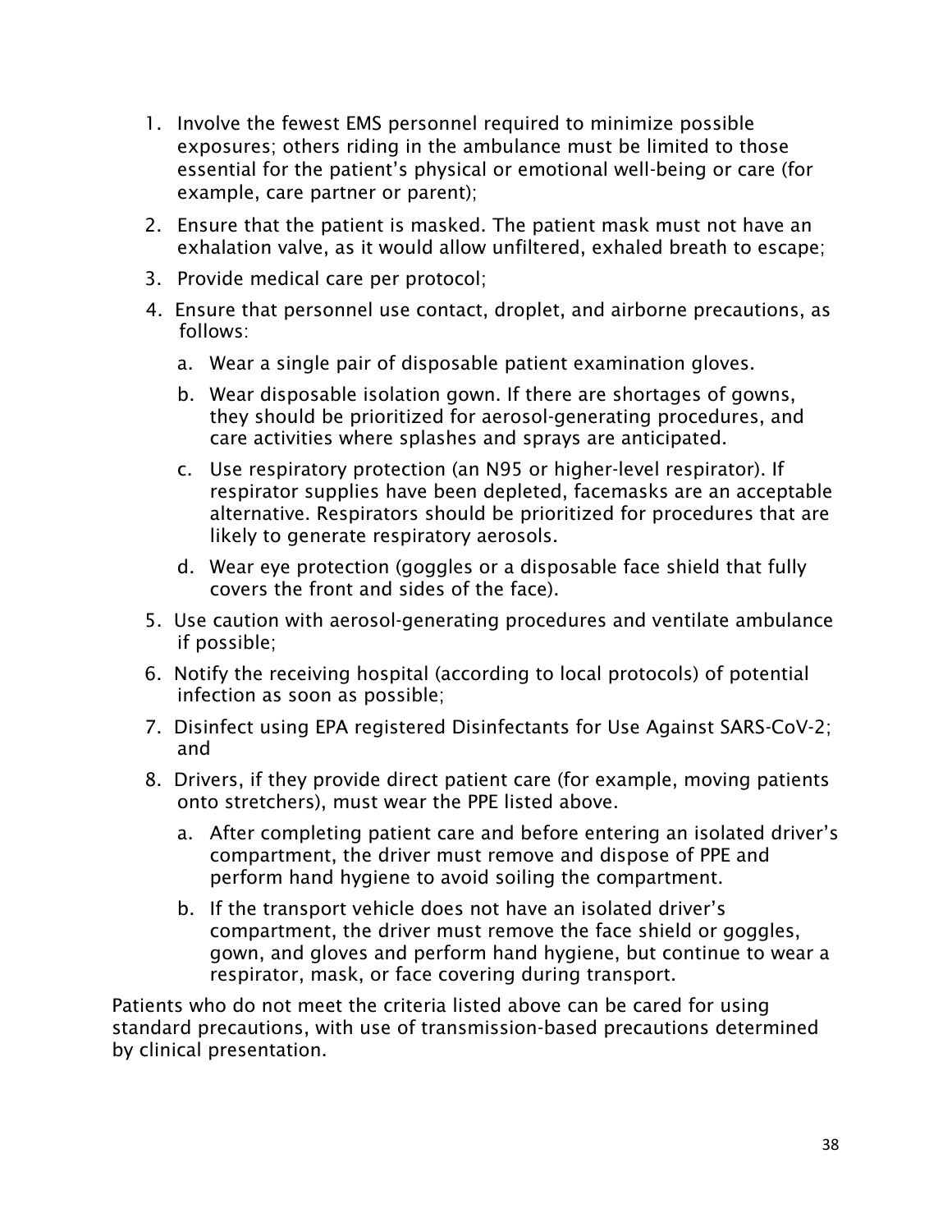1. Involve the fewest EMS personnel required to minimize possible exposures; others riding in the ambulance must be limited to those essential for the patient's physical or emotional well-being or care (for example, care partner or parent);
2. Ensure that the patient is masked. The patient mask must not have an exhalation valve, as it would allow unfiltered, exhaled breath to escape;
3. Provide medical care per protocol;
4. Ensure that personnel use contact, droplet, and airborne precautions, as follows:
   a. Wear a single pair of disposable patient examination gloves.
   b. Wear disposable isolation gown. If there are shortages of gowns, they should be prioritized for aerosol-generating procedures, and care activities where splashes and sprays are anticipated.
   c. Use respiratory protection (an N95 or higher-level respirator). If respirator supplies have been depleted, facemasks are an acceptable alternative. Respirators should be prioritized for procedures that are likely to generate respiratory aerosols.
   d. Wear eye protection (goggles or a disposable face shield that fully covers the front and sides of the face).
5. Use caution with aerosol-generating procedures and ventilate ambulance if possible;
6. Notify the receiving hospital (according to local protocols) of potential infection as soon as possible;
7. Disinfect using EPA registered Disinfectants for Use Against SARS-CoV-2; and
8. Drivers, if they provide direct patient care (for example, moving patients onto stretchers), must wear the PPE listed above.
   a. After completing patient care and before entering an isolated driver's compartment, the driver must remove and dispose of PPE and perform hand hygiene to avoid soiling the compartment.
   b. If the transport vehicle does not have an isolated driver's compartment, the driver must remove the face shield or goggles, gown, and gloves and perform hand hygiene, but continue to wear a respirator, mask, or face covering during transport.

Patients who do not meet the criteria listed above can be cared for using standard precautions, with use of transmission-based precautions determined by clinical presentation.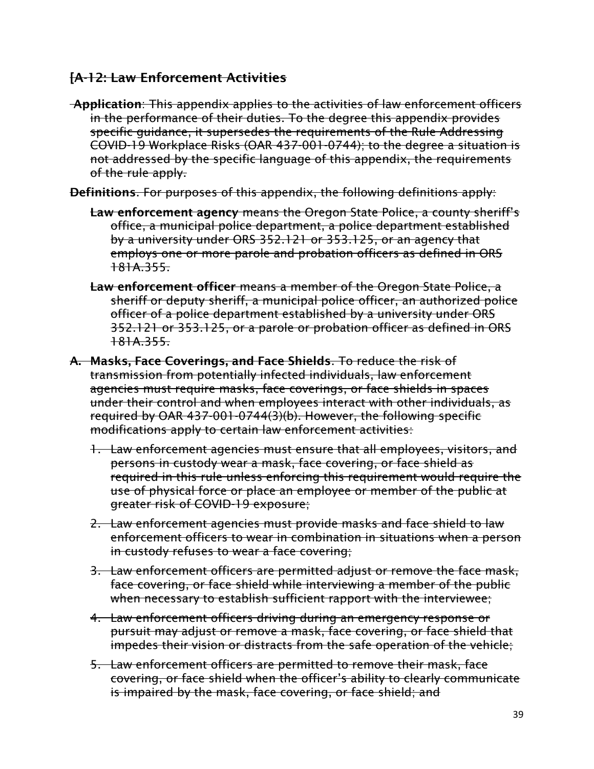## ~~[A-12: Law Enforcement Activities~~

~~**Application**: This appendix applies to the activities of law enforcement officers in the performance of their duties. To the degree this appendix provides specific guidance, it supersedes the requirements of the Rule Addressing COVID-19 Workplace Risks (OAR 437-001-0744); to the degree a situation is not addressed by the specific language of this appendix, the requirements of the rule apply.~~

~~**Definitions**. For purposes of this appendix, the following definitions apply:~~

~~**Law enforcement agency** means the Oregon State Police, a county sheriff's office, a municipal police department, a police department established by a university under ORS 352.121 or 353.125, or an agency that employs one or more parole and probation officers as defined in ORS 181A.355.~~

~~**Law enforcement officer** means a member of the Oregon State Police, a sheriff or deputy sheriff, a municipal police officer, an authorized police officer of a police department established by a university under ORS 352.121 or 353.125, or a parole or probation officer as defined in ORS 181A.355.~~

~~A. **Masks, Face Coverings, and Face Shields**. To reduce the risk of transmission from potentially infected individuals, law enforcement agencies must require masks, face coverings, or face shields in spaces under their control and when employees interact with other individuals, as required by OAR 437-001-0744(3)(b). However, the following specific modifications apply to certain law enforcement activities:~~

1. ~~Law enforcement agencies must ensure that all employees, visitors, and persons in custody wear a mask, face covering, or face shield as required in this rule unless enforcing this requirement would require the use of physical force or place an employee or member of the public at greater risk of COVID-19 exposure;~~
2. ~~Law enforcement agencies must provide masks and face shield to law enforcement officers to wear in combination in situations when a person in custody refuses to wear a face covering;~~
3. ~~Law enforcement officers are permitted adjust or remove the face mask, face covering, or face shield while interviewing a member of the public when necessary to establish sufficient rapport with the interviewee;~~
4. ~~Law enforcement officers driving during an emergency response or pursuit may adjust or remove a mask, face covering, or face shield that impedes their vision or distracts from the safe operation of the vehicle;~~
5. ~~Law enforcement officers are permitted to remove their mask, face covering, or face shield when the officer's ability to clearly communicate is impaired by the mask, face covering, or face shield; and~~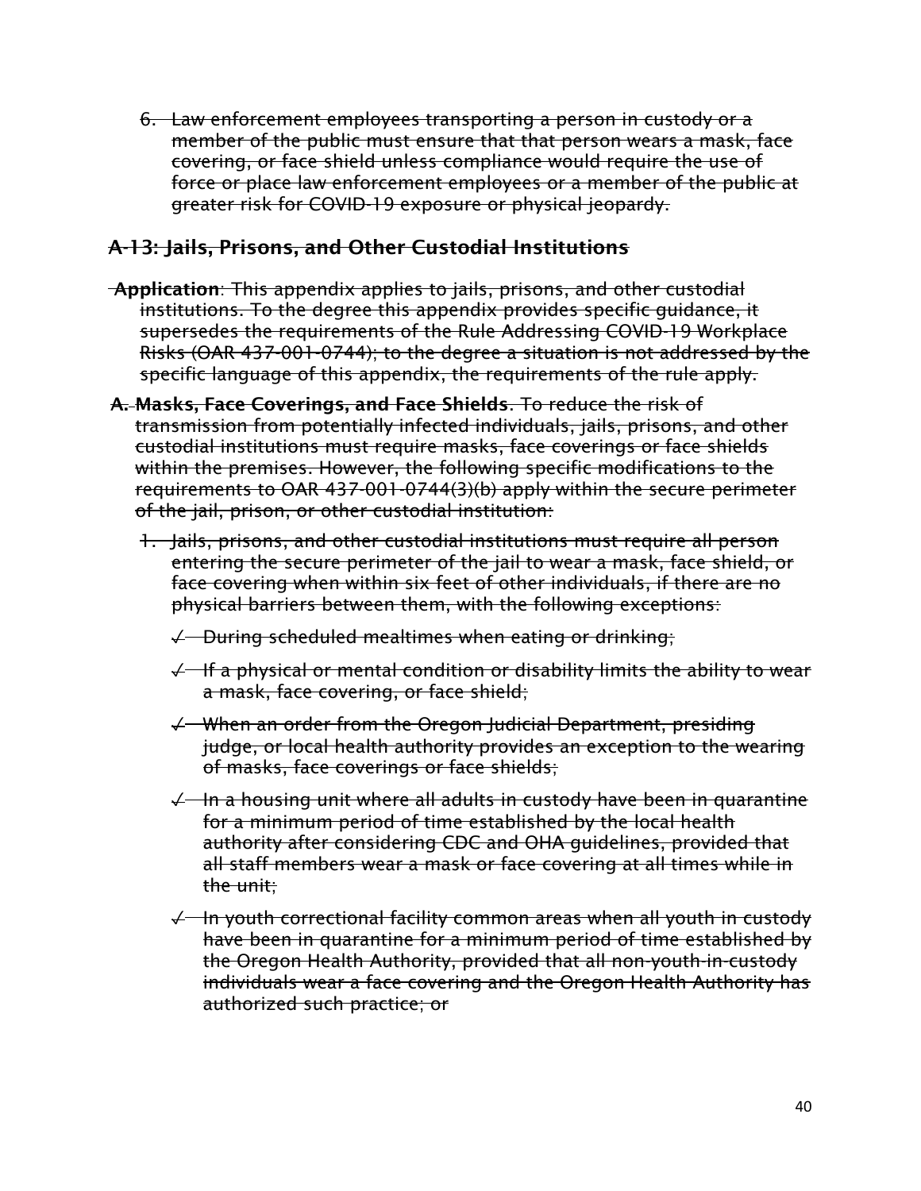6. ~~Law enforcement employees transporting a person in custody or a member of the public must ensure that that person wears a mask, face covering, or face shield unless compliance would require the use of force or place law enforcement employees or a member of the public at greater risk for COVID-19 exposure or physical jeopardy.~~

## ~~A-13: Jails, Prisons, and Other Custodial Institutions~~

~~**Application**: This appendix applies to jails, prisons, and other custodial institutions. To the degree this appendix provides specific guidance, it supersedes the requirements of the Rule Addressing COVID-19 Workplace Risks (OAR 437-001-0744); to the degree a situation is not addressed by the specific language of this appendix, the requirements of the rule apply.~~

~~**A. Masks, Face Coverings, and Face Shields**. To reduce the risk of transmission from potentially infected individuals, jails, prisons, and other custodial institutions must require masks, face coverings or face shields within the premises. However, the following specific modifications to the requirements to OAR 437-001-0744(3)(b) apply within the secure perimeter of the jail, prison, or other custodial institution:~~

1. ~~Jails, prisons, and other custodial institutions must require all person entering the secure perimeter of the jail to wear a mask, face shield, or face covering when within six feet of other individuals, if there are no physical barriers between them, with the following exceptions:~~

   - ✓ ~~During scheduled mealtimes when eating or drinking;~~
   - ✓ ~~If a physical or mental condition or disability limits the ability to wear a mask, face covering, or face shield;~~
   - ✓ ~~When an order from the Oregon Judicial Department, presiding judge, or local health authority provides an exception to the wearing of masks, face coverings or face shields;~~
   - ✓ ~~In a housing unit where all adults in custody have been in quarantine for a minimum period of time established by the local health authority after considering CDC and OHA guidelines, provided that all staff members wear a mask or face covering at all times while in the unit;~~
   - ✓ ~~In youth correctional facility common areas when all youth in custody have been in quarantine for a minimum period of time established by the Oregon Health Authority, provided that all non-youth-in-custody individuals wear a face covering and the Oregon Health Authority has authorized such practice; or~~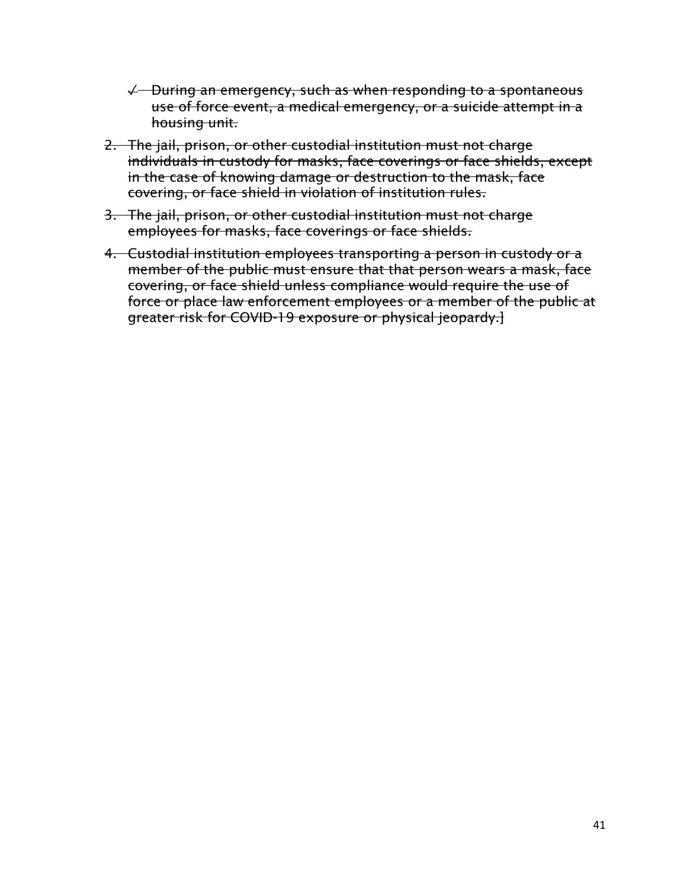- ~~During an emergency, such as when responding to a spontaneous use of force event, a medical emergency, or a suicide attempt in a housing unit.~~

2. ~~The jail, prison, or other custodial institution must not charge individuals in custody for masks, face coverings or face shields, except in the case of knowing damage or destruction to the mask, face covering, or face shield in violation of institution rules.~~
3. ~~The jail, prison, or other custodial institution must not charge employees for masks, face coverings or face shields.~~
4. ~~Custodial institution employees transporting a person in custody or a member of the public must ensure that that person wears a mask, face covering, or face shield unless compliance would require the use of force or place law enforcement employees or a member of the public at greater risk for COVID-19 exposure or physical jeopardy.]~~